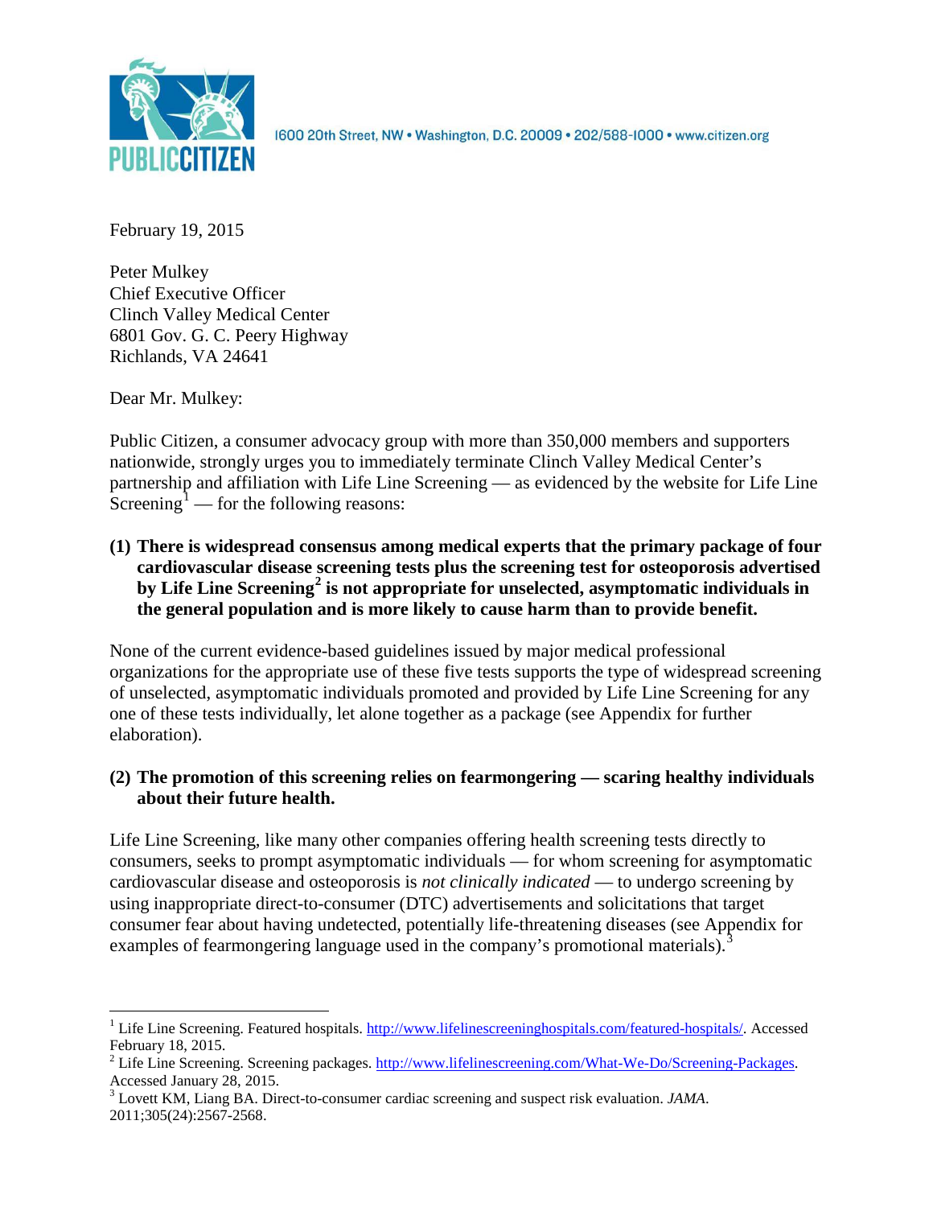PUBLIC CITIZEN

1600 20th Street, NW • Washington, D.C. 20009 • 202/588-1000 • www.citizen.org

February 19, 2015

Peter Mulkey
Chief Executive Officer
Clinch Valley Medical Center
6801 Gov. G. C. Peery Highway
Richlands, VA 24641

Dear Mr. Mulkey:

Public Citizen, a consumer advocacy group with more than 350,000 members and supporters nationwide, strongly urges you to immediately terminate Clinch Valley Medical Center's partnership and affiliation with Life Line Screening — as evidenced by the website for Life Line Screening[1] — for the following reasons:

**(1) There is widespread consensus among medical experts that the primary package of four cardiovascular disease screening tests plus the screening test for osteoporosis advertised by Life Line Screening[2] is not appropriate for unselected, asymptomatic individuals in the general population and is more likely to cause harm than to provide benefit.**

None of the current evidence-based guidelines issued by major medical professional organizations for the appropriate use of these five tests supports the type of widespread screening of unselected, asymptomatic individuals promoted and provided by Life Line Screening for any one of these tests individually, let alone together as a package (see Appendix for further elaboration).

**(2) The promotion of this screening relies on fearmongering — scaring healthy individuals about their future health.**

Life Line Screening, like many other companies offering health screening tests directly to consumers, seeks to prompt asymptomatic individuals — for whom screening for asymptomatic cardiovascular disease and osteoporosis is *not clinically indicated* — to undergo screening by using inappropriate direct-to-consumer (DTC) advertisements and solicitations that target consumer fear about having undetected, potentially life-threatening diseases (see Appendix for examples of fearmongering language used in the company's promotional materials).[3]

---

[1] Life Line Screening. Featured hospitals. http://www.lifelinescreeninghospitals.com/featured-hospitals/. Accessed February 18, 2015.

[2] Life Line Screening. Screening packages. http://www.lifelinescreening.com/What-We-Do/Screening-Packages. Accessed January 28, 2015.

[3] Lovett KM, Liang BA. Direct-to-consumer cardiac screening and suspect risk evaluation. *JAMA*. 2011;305(24):2567-2568.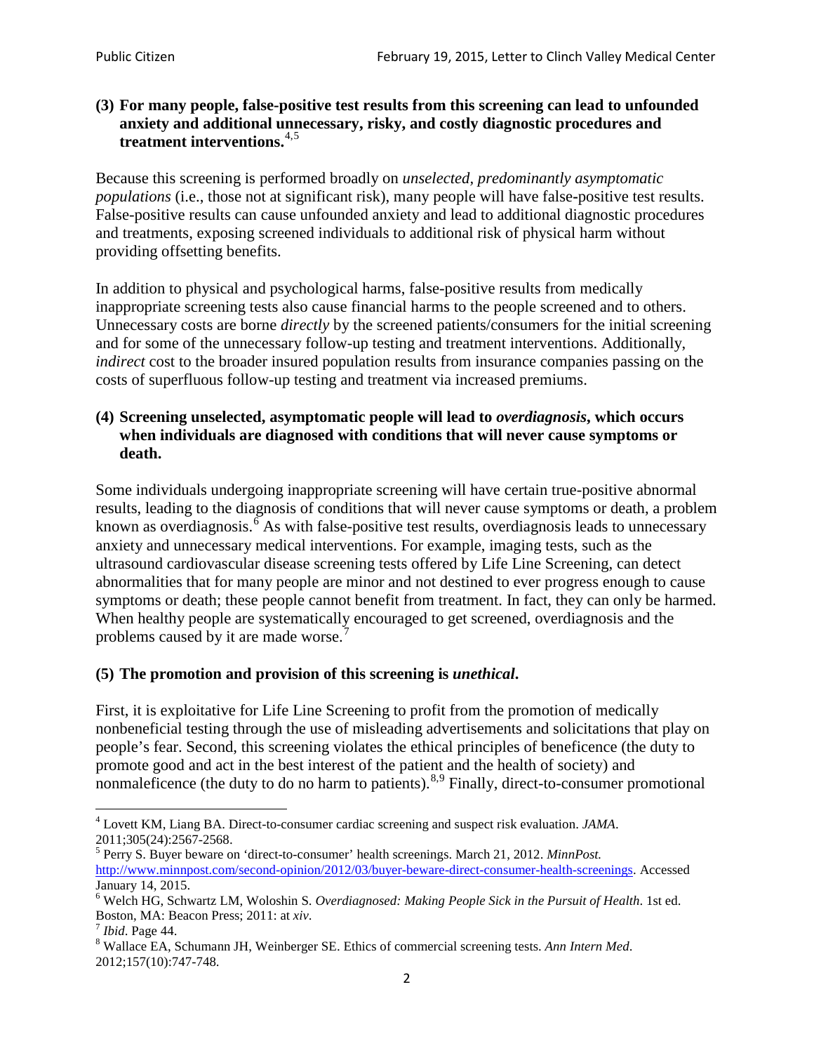**(3) For many people, false-positive test results from this screening can lead to unfounded anxiety and additional unnecessary, risky, and costly diagnostic procedures and treatment interventions.**[4,5]

Because this screening is performed broadly on *unselected, predominantly asymptomatic populations* (i.e., those not at significant risk), many people will have false-positive test results. False-positive results can cause unfounded anxiety and lead to additional diagnostic procedures and treatments, exposing screened individuals to additional risk of physical harm without providing offsetting benefits.

In addition to physical and psychological harms, false-positive results from medically inappropriate screening tests also cause financial harms to the people screened and to others. Unnecessary costs are borne *directly* by the screened patients/consumers for the initial screening and for some of the unnecessary follow-up testing and treatment interventions. Additionally, *indirect* cost to the broader insured population results from insurance companies passing on the costs of superfluous follow-up testing and treatment via increased premiums.

**(4) Screening unselected, asymptomatic people will lead to *overdiagnosis*, which occurs when individuals are diagnosed with conditions that will never cause symptoms or death.**

Some individuals undergoing inappropriate screening will have certain true-positive abnormal results, leading to the diagnosis of conditions that will never cause symptoms or death, a problem known as overdiagnosis.[6] As with false-positive test results, overdiagnosis leads to unnecessary anxiety and unnecessary medical interventions. For example, imaging tests, such as the ultrasound cardiovascular disease screening tests offered by Life Line Screening, can detect abnormalities that for many people are minor and not destined to ever progress enough to cause symptoms or death; these people cannot benefit from treatment. In fact, they can only be harmed. When healthy people are systematically encouraged to get screened, overdiagnosis and the problems caused by it are made worse.[7]

**(5) The promotion and provision of this screening is *unethical*.**

First, it is exploitative for Life Line Screening to profit from the promotion of medically nonbeneficial testing through the use of misleading advertisements and solicitations that play on people's fear. Second, this screening violates the ethical principles of beneficence (the duty to promote good and act in the best interest of the patient and the health of society) and nonmaleficence (the duty to do no harm to patients).[8,9] Finally, direct-to-consumer promotional

---

[4] Lovett KM, Liang BA. Direct-to-consumer cardiac screening and suspect risk evaluation. *JAMA*. 2011;305(24):2567-2568.

[5] Perry S. Buyer beware on 'direct-to-consumer' health screenings. March 21, 2012. *MinnPost.* http://www.minnpost.com/second-opinion/2012/03/buyer-beware-direct-consumer-health-screenings. Accessed January 14, 2015.

[6] Welch HG, Schwartz LM, Woloshin S. *Overdiagnosed: Making People Sick in the Pursuit of Health*. 1st ed. Boston, MA: Beacon Press; 2011: at *xiv*.

[7] *Ibid*. Page 44.

[8] Wallace EA, Schumann JH, Weinberger SE. Ethics of commercial screening tests. *Ann Intern Med*. 2012;157(10):747-748.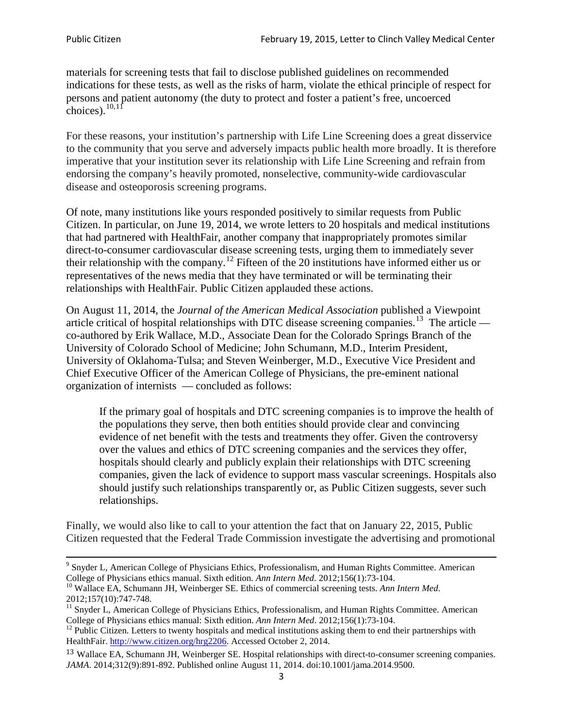materials for screening tests that fail to disclose published guidelines on recommended indications for these tests, as well as the risks of harm, violate the ethical principle of respect for persons and patient autonomy (the duty to protect and foster a patient's free, uncoerced choices).[10,11]

For these reasons, your institution's partnership with Life Line Screening does a great disservice to the community that you serve and adversely impacts public health more broadly. It is therefore imperative that your institution sever its relationship with Life Line Screening and refrain from endorsing the company's heavily promoted, nonselective, community-wide cardiovascular disease and osteoporosis screening programs.

Of note, many institutions like yours responded positively to similar requests from Public Citizen. In particular, on June 19, 2014, we wrote letters to 20 hospitals and medical institutions that had partnered with HealthFair, another company that inappropriately promotes similar direct-to-consumer cardiovascular disease screening tests, urging them to immediately sever their relationship with the company.[12] Fifteen of the 20 institutions have informed either us or representatives of the news media that they have terminated or will be terminating their relationships with HealthFair. Public Citizen applauded these actions.

On August 11, 2014, the *Journal of the American Medical Association* published a Viewpoint article critical of hospital relationships with DTC disease screening companies.[13] The article — co-authored by Erik Wallace, M.D., Associate Dean for the Colorado Springs Branch of the University of Colorado School of Medicine; John Schumann, M.D., Interim President, University of Oklahoma-Tulsa; and Steven Weinberger, M.D., Executive Vice President and Chief Executive Officer of the American College of Physicians, the pre-eminent national organization of internists — concluded as follows:

> If the primary goal of hospitals and DTC screening companies is to improve the health of the populations they serve, then both entities should provide clear and convincing evidence of net benefit with the tests and treatments they offer. Given the controversy over the values and ethics of DTC screening companies and the services they offer, hospitals should clearly and publicly explain their relationships with DTC screening companies, given the lack of evidence to support mass vascular screenings. Hospitals also should justify such relationships transparently or, as Public Citizen suggests, sever such relationships.

Finally, we would also like to call to your attention the fact that on January 22, 2015, Public Citizen requested that the Federal Trade Commission investigate the advertising and promotional

---

[9] Snyder L, American College of Physicians Ethics, Professionalism, and Human Rights Committee. American College of Physicians ethics manual. Sixth edition. *Ann Intern Med*. 2012;156(1):73-104.

[10] Wallace EA, Schumann JH, Weinberger SE. Ethics of commercial screening tests. *Ann Intern Med*. 2012;157(10):747-748.

[11] Snyder L, American College of Physicians Ethics, Professionalism, and Human Rights Committee. American College of Physicians ethics manual: Sixth edition. *Ann Intern Med*. 2012;156(1):73-104.

[12] Public Citizen. Letters to twenty hospitals and medical institutions asking them to end their partnerships with HealthFair. http://www.citizen.org/hrg2206. Accessed October 2, 2014.

[13] Wallace EA, Schumann JH, Weinberger SE. Hospital relationships with direct-to-consumer screening companies. *JAMA*. 2014;312(9):891-892. Published online August 11, 2014. doi:10.1001/jama.2014.9500.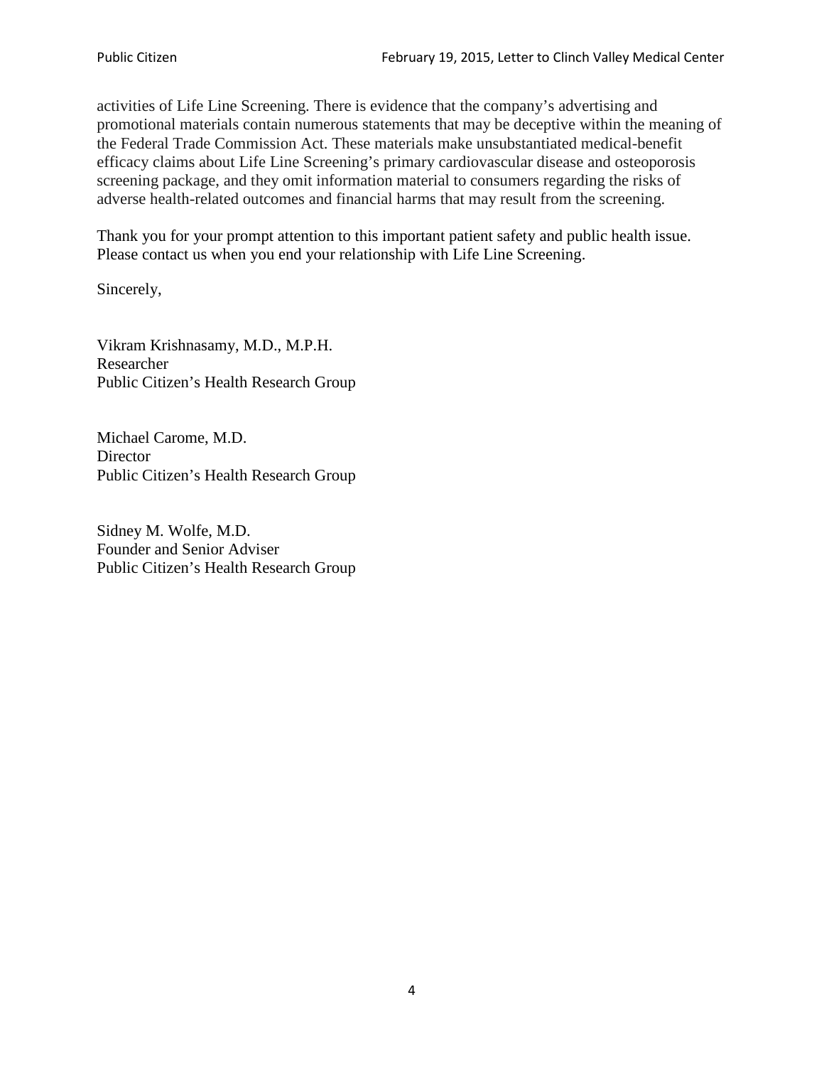activities of Life Line Screening. There is evidence that the company's advertising and promotional materials contain numerous statements that may be deceptive within the meaning of the Federal Trade Commission Act. These materials make unsubstantiated medical-benefit efficacy claims about Life Line Screening's primary cardiovascular disease and osteoporosis screening package, and they omit information material to consumers regarding the risks of adverse health-related outcomes and financial harms that may result from the screening.

Thank you for your prompt attention to this important patient safety and public health issue. Please contact us when you end your relationship with Life Line Screening.

Sincerely,

Vikram Krishnasamy, M.D., M.P.H.
Researcher
Public Citizen's Health Research Group

Michael Carome, M.D.
Director
Public Citizen's Health Research Group

Sidney M. Wolfe, M.D.
Founder and Senior Adviser
Public Citizen's Health Research Group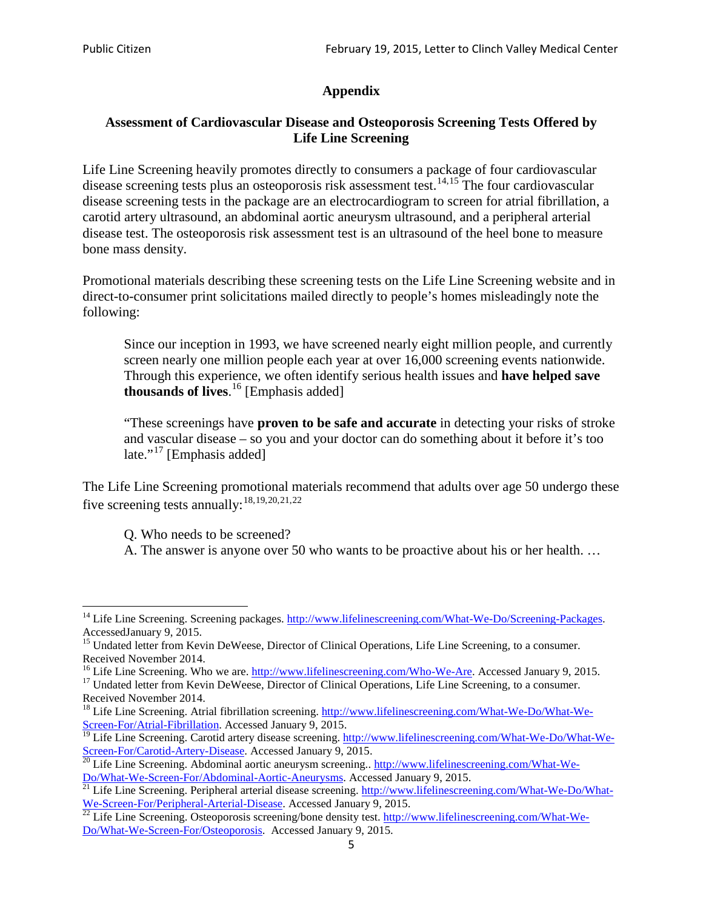## Appendix

### Assessment of Cardiovascular Disease and Osteoporosis Screening Tests Offered by Life Line Screening

Life Line Screening heavily promotes directly to consumers a package of four cardiovascular disease screening tests plus an osteoporosis risk assessment test.[14,15] The four cardiovascular disease screening tests in the package are an electrocardiogram to screen for atrial fibrillation, a carotid artery ultrasound, an abdominal aortic aneurysm ultrasound, and a peripheral arterial disease test. The osteoporosis risk assessment test is an ultrasound of the heel bone to measure bone mass density.

Promotional materials describing these screening tests on the Life Line Screening website and in direct-to-consumer print solicitations mailed directly to people's homes misleadingly note the following:

> Since our inception in 1993, we have screened nearly eight million people, and currently screen nearly one million people each year at over 16,000 screening events nationwide. Through this experience, we often identify serious health issues and **have helped save thousands of lives**.[16] [Emphasis added]
>
> "These screenings have **proven to be safe and accurate** in detecting your risks of stroke and vascular disease – so you and your doctor can do something about it before it's too late."[17] [Emphasis added]

The Life Line Screening promotional materials recommend that adults over age 50 undergo these five screening tests annually:[18,19,20,21,22]

> Q. Who needs to be screened?
> A. The answer is anyone over 50 who wants to be proactive about his or her health. …

---

[14] Life Line Screening. Screening packages. http://www.lifelinescreening.com/What-We-Do/Screening-Packages. AccessedJanuary 9, 2015.

[15] Undated letter from Kevin DeWeese, Director of Clinical Operations, Life Line Screening, to a consumer. Received November 2014.

[16] Life Line Screening. Who we are. http://www.lifelinescreening.com/Who-We-Are. Accessed January 9, 2015.

[17] Undated letter from Kevin DeWeese, Director of Clinical Operations, Life Line Screening, to a consumer. Received November 2014.

[18] Life Line Screening. Atrial fibrillation screening. http://www.lifelinescreening.com/What-We-Do/What-We-Screen-For/Atrial-Fibrillation. Accessed January 9, 2015.

[19] Life Line Screening. Carotid artery disease screening. http://www.lifelinescreening.com/What-We-Do/What-We-Screen-For/Carotid-Artery-Disease. Accessed January 9, 2015.

[20] Life Line Screening. Abdominal aortic aneurysm screening.. http://www.lifelinescreening.com/What-We-Do/What-We-Screen-For/Abdominal-Aortic-Aneurysms. Accessed January 9, 2015.

[21] Life Line Screening. Peripheral arterial disease screening. http://www.lifelinescreening.com/What-We-Do/What-We-Screen-For/Peripheral-Arterial-Disease. Accessed January 9, 2015.

[22] Life Line Screening. Osteoporosis screening/bone density test. http://www.lifelinescreening.com/What-We-Do/What-We-Screen-For/Osteoporosis. Accessed January 9, 2015.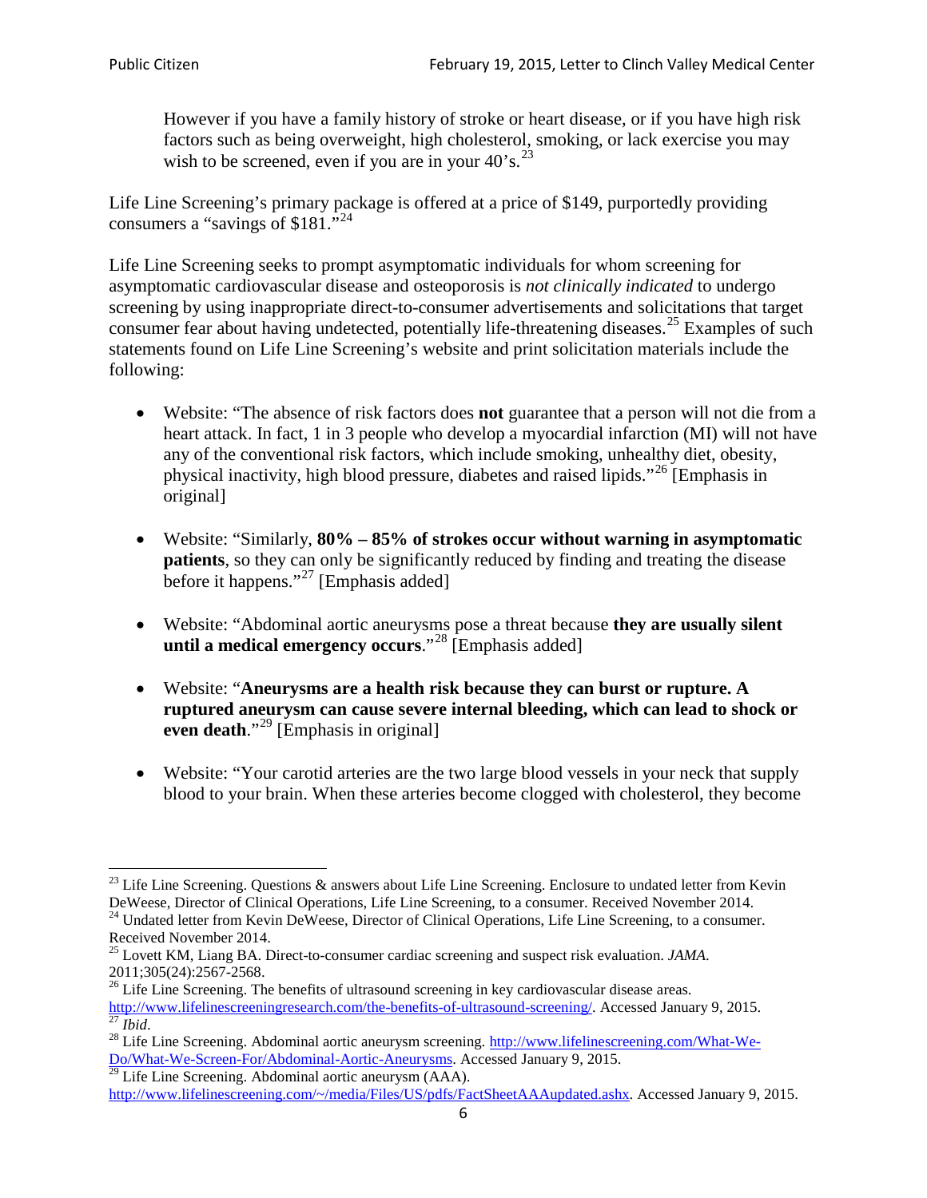> However if you have a family history of stroke or heart disease, or if you have high risk factors such as being overweight, high cholesterol, smoking, or lack exercise you may wish to be screened, even if you are in your 40's.[23]

Life Line Screening's primary package is offered at a price of $149, purportedly providing consumers a "savings of $181."[24]

Life Line Screening seeks to prompt asymptomatic individuals for whom screening for asymptomatic cardiovascular disease and osteoporosis is *not clinically indicated* to undergo screening by using inappropriate direct-to-consumer advertisements and solicitations that target consumer fear about having undetected, potentially life-threatening diseases.[25] Examples of such statements found on Life Line Screening's website and print solicitation materials include the following:

- Website: "The absence of risk factors does **not** guarantee that a person will not die from a heart attack. In fact, 1 in 3 people who develop a myocardial infarction (MI) will not have any of the conventional risk factors, which include smoking, unhealthy diet, obesity, physical inactivity, high blood pressure, diabetes and raised lipids."[26] [Emphasis in original]

- Website: "Similarly, **80% – 85% of strokes occur without warning in asymptomatic patients**, so they can only be significantly reduced by finding and treating the disease before it happens."[27] [Emphasis added]

- Website: "Abdominal aortic aneurysms pose a threat because **they are usually silent until a medical emergency occurs**."[28] [Emphasis added]

- Website: "**Aneurysms are a health risk because they can burst or rupture. A ruptured aneurysm can cause severe internal bleeding, which can lead to shock or even death**."[29] [Emphasis in original]

- Website: "Your carotid arteries are the two large blood vessels in your neck that supply blood to your brain. When these arteries become clogged with cholesterol, they become

---

[23] Life Line Screening. Questions & answers about Life Line Screening. Enclosure to undated letter from Kevin DeWeese, Director of Clinical Operations, Life Line Screening, to a consumer. Received November 2014.

[24] Undated letter from Kevin DeWeese, Director of Clinical Operations, Life Line Screening, to a consumer. Received November 2014.

[25] Lovett KM, Liang BA. Direct-to-consumer cardiac screening and suspect risk evaluation. *JAMA*. 2011;305(24):2567-2568.

[26] Life Line Screening. The benefits of ultrasound screening in key cardiovascular disease areas. http://www.lifelinescreeningresearch.com/the-benefits-of-ultrasound-screening/. Accessed January 9, 2015.

[27] *Ibid*.

[28] Life Line Screening. Abdominal aortic aneurysm screening. http://www.lifelinescreening.com/What-We-Do/What-We-Screen-For/Abdominal-Aortic-Aneurysms. Accessed January 9, 2015.

[29] Life Line Screening. Abdominal aortic aneurysm (AAA). http://www.lifelinescreening.com/~/media/Files/US/pdfs/FactSheetAAAupdated.ashx. Accessed January 9, 2015.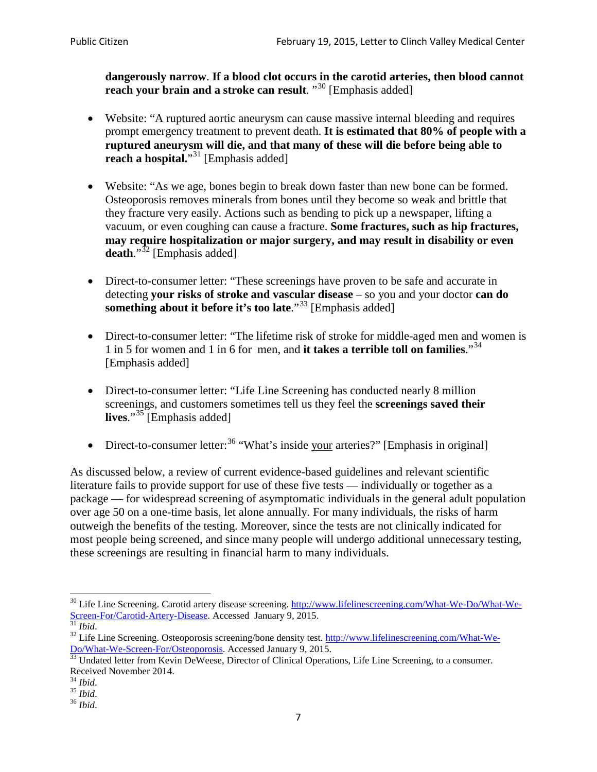**dangerously narrow**. **If a blood clot occurs in the carotid arteries, then blood cannot reach your brain and a stroke can result**. "[30] [Emphasis added]

- Website: "A ruptured aortic aneurysm can cause massive internal bleeding and requires prompt emergency treatment to prevent death. **It is estimated that 80% of people with a ruptured aneurysm will die, and that many of these will die before being able to reach a hospital.**"[31] [Emphasis added]

- Website: "As we age, bones begin to break down faster than new bone can be formed. Osteoporosis removes minerals from bones until they become so weak and brittle that they fracture very easily. Actions such as bending to pick up a newspaper, lifting a vacuum, or even coughing can cause a fracture. **Some fractures, such as hip fractures, may require hospitalization or major surgery, and may result in disability or even death**."[32] [Emphasis added]

- Direct-to-consumer letter: "These screenings have proven to be safe and accurate in detecting **your risks of stroke and vascular disease** – so you and your doctor **can do something about it before it's too late**."[33] [Emphasis added]

- Direct-to-consumer letter: "The lifetime risk of stroke for middle-aged men and women is 1 in 5 for women and 1 in 6 for men, and **it takes a terrible toll on families**."[34] [Emphasis added]

- Direct-to-consumer letter: "Life Line Screening has conducted nearly 8 million screenings, and customers sometimes tell us they feel the **screenings saved their lives**."[35] [Emphasis added]

- Direct-to-consumer letter:[36] "What's inside <u>your</u> arteries?" [Emphasis in original]

As discussed below, a review of current evidence-based guidelines and relevant scientific literature fails to provide support for use of these five tests — individually or together as a package — for widespread screening of asymptomatic individuals in the general adult population over age 50 on a one-time basis, let alone annually. For many individuals, the risks of harm outweigh the benefits of the testing. Moreover, since the tests are not clinically indicated for most people being screened, and since many people will undergo additional unnecessary testing, these screenings are resulting in financial harm to many individuals.

---

[30] Life Line Screening. Carotid artery disease screening. http://www.lifelinescreening.com/What-We-Do/What-We-Screen-For/Carotid-Artery-Disease. Accessed January 9, 2015.

[31] *Ibid*.

[32] Life Line Screening. Osteoporosis screening/bone density test. http://www.lifelinescreening.com/What-We-Do/What-We-Screen-For/Osteoporosis. Accessed January 9, 2015.

[33] Undated letter from Kevin DeWeese, Director of Clinical Operations, Life Line Screening, to a consumer. Received November 2014.

[34] *Ibid*.

[35] *Ibid*.

[36] *Ibid*.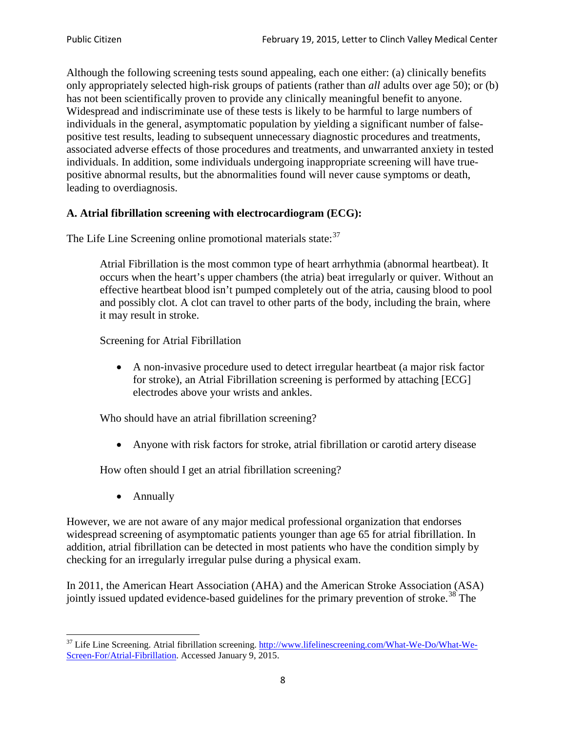Although the following screening tests sound appealing, each one either: (a) clinically benefits only appropriately selected high-risk groups of patients (rather than *all* adults over age 50); or (b) has not been scientifically proven to provide any clinically meaningful benefit to anyone. Widespread and indiscriminate use of these tests is likely to be harmful to large numbers of individuals in the general, asymptomatic population by yielding a significant number of false-positive test results, leading to subsequent unnecessary diagnostic procedures and treatments, associated adverse effects of those procedures and treatments, and unwarranted anxiety in tested individuals. In addition, some individuals undergoing inappropriate screening will have true-positive abnormal results, but the abnormalities found will never cause symptoms or death, leading to overdiagnosis.

**A. Atrial fibrillation screening with electrocardiogram (ECG):**

The Life Line Screening online promotional materials state:[37]

> Atrial Fibrillation is the most common type of heart arrhythmia (abnormal heartbeat). It occurs when the heart's upper chambers (the atria) beat irregularly or quiver. Without an effective heartbeat blood isn't pumped completely out of the atria, causing blood to pool and possibly clot. A clot can travel to other parts of the body, including the brain, where it may result in stroke.
>
> Screening for Atrial Fibrillation
>
> - A non-invasive procedure used to detect irregular heartbeat (a major risk factor for stroke), an Atrial Fibrillation screening is performed by attaching [ECG] electrodes above your wrists and ankles.
>
> Who should have an atrial fibrillation screening?
>
> - Anyone with risk factors for stroke, atrial fibrillation or carotid artery disease
>
> How often should I get an atrial fibrillation screening?
>
> - Annually

However, we are not aware of any major medical professional organization that endorses widespread screening of asymptomatic patients younger than age 65 for atrial fibrillation. In addition, atrial fibrillation can be detected in most patients who have the condition simply by checking for an irregularly irregular pulse during a physical exam.

In 2011, the American Heart Association (AHA) and the American Stroke Association (ASA) jointly issued updated evidence-based guidelines for the primary prevention of stroke.[38] The

[37] Life Line Screening. Atrial fibrillation screening. http://www.lifelinescreening.com/What-We-Do/What-We-Screen-For/Atrial-Fibrillation. Accessed January 9, 2015.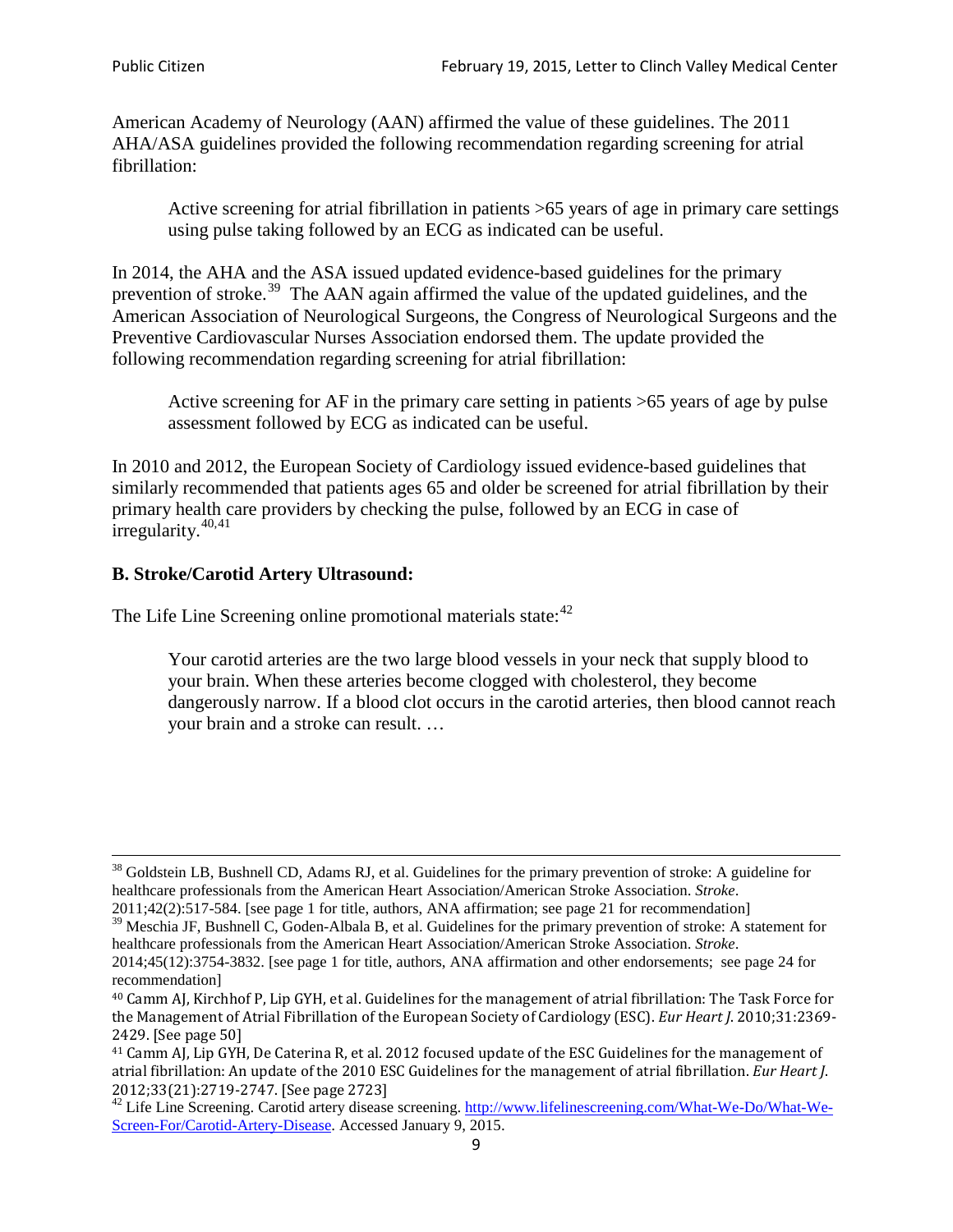American Academy of Neurology (AAN) affirmed the value of these guidelines. The 2011 AHA/ASA guidelines provided the following recommendation regarding screening for atrial fibrillation:

> Active screening for atrial fibrillation in patients >65 years of age in primary care settings using pulse taking followed by an ECG as indicated can be useful.

In 2014, the AHA and the ASA issued updated evidence-based guidelines for the primary prevention of stroke.[39] The AAN again affirmed the value of the updated guidelines, and the American Association of Neurological Surgeons, the Congress of Neurological Surgeons and the Preventive Cardiovascular Nurses Association endorsed them. The update provided the following recommendation regarding screening for atrial fibrillation:

> Active screening for AF in the primary care setting in patients >65 years of age by pulse assessment followed by ECG as indicated can be useful.

In 2010 and 2012, the European Society of Cardiology issued evidence-based guidelines that similarly recommended that patients ages 65 and older be screened for atrial fibrillation by their primary health care providers by checking the pulse, followed by an ECG in case of irregularity.[40,41]

### B. Stroke/Carotid Artery Ultrasound:

The Life Line Screening online promotional materials state:[42]

> Your carotid arteries are the two large blood vessels in your neck that supply blood to your brain. When these arteries become clogged with cholesterol, they become dangerously narrow. If a blood clot occurs in the carotid arteries, then blood cannot reach your brain and a stroke can result. …

---

[38] Goldstein LB, Bushnell CD, Adams RJ, et al. Guidelines for the primary prevention of stroke: A guideline for healthcare professionals from the American Heart Association/American Stroke Association. *Stroke*. 2011;42(2):517-584. [see page 1 for title, authors, ANA affirmation; see page 21 for recommendation]

[39] Meschia JF, Bushnell C, Goden-Albala B, et al. Guidelines for the primary prevention of stroke: A statement for healthcare professionals from the American Heart Association/American Stroke Association. *Stroke*. 2014;45(12):3754-3832. [see page 1 for title, authors, ANA affirmation and other endorsements; see page 24 for recommendation]

[40] Camm AJ, Kirchhof P, Lip GYH, et al. Guidelines for the management of atrial fibrillation: The Task Force for the Management of Atrial Fibrillation of the European Society of Cardiology (ESC). *Eur Heart J*. 2010;31:2369-2429. [See page 50]

[41] Camm AJ, Lip GYH, De Caterina R, et al. 2012 focused update of the ESC Guidelines for the management of atrial fibrillation: An update of the 2010 ESC Guidelines for the management of atrial fibrillation. *Eur Heart J*. 2012;33(21):2719-2747. [See page 2723]

[42] Life Line Screening. Carotid artery disease screening. http://www.lifelinescreening.com/What-We-Do/What-We-Screen-For/Carotid-Artery-Disease. Accessed January 9, 2015.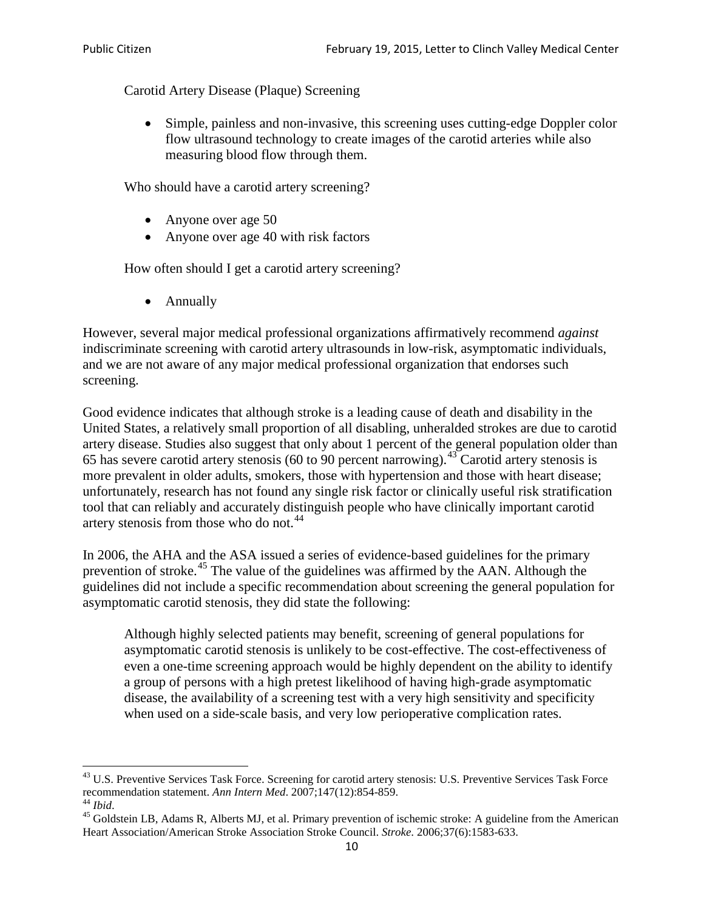Carotid Artery Disease (Plaque) Screening

- Simple, painless and non-invasive, this screening uses cutting-edge Doppler color flow ultrasound technology to create images of the carotid arteries while also measuring blood flow through them.

Who should have a carotid artery screening?

- Anyone over age 50
- Anyone over age 40 with risk factors

How often should I get a carotid artery screening?

- Annually

However, several major medical professional organizations affirmatively recommend *against* indiscriminate screening with carotid artery ultrasounds in low-risk, asymptomatic individuals, and we are not aware of any major medical professional organization that endorses such screening.

Good evidence indicates that although stroke is a leading cause of death and disability in the United States, a relatively small proportion of all disabling, unheralded strokes are due to carotid artery disease. Studies also suggest that only about 1 percent of the general population older than 65 has severe carotid artery stenosis (60 to 90 percent narrowing).[43] Carotid artery stenosis is more prevalent in older adults, smokers, those with hypertension and those with heart disease; unfortunately, research has not found any single risk factor or clinically useful risk stratification tool that can reliably and accurately distinguish people who have clinically important carotid artery stenosis from those who do not.[44]

In 2006, the AHA and the ASA issued a series of evidence-based guidelines for the primary prevention of stroke.[45] The value of the guidelines was affirmed by the AAN. Although the guidelines did not include a specific recommendation about screening the general population for asymptomatic carotid stenosis, they did state the following:

> Although highly selected patients may benefit, screening of general populations for asymptomatic carotid stenosis is unlikely to be cost-effective. The cost-effectiveness of even a one-time screening approach would be highly dependent on the ability to identify a group of persons with a high pretest likelihood of having high-grade asymptomatic disease, the availability of a screening test with a very high sensitivity and specificity when used on a side-scale basis, and very low perioperative complication rates.

---

[43] U.S. Preventive Services Task Force. Screening for carotid artery stenosis: U.S. Preventive Services Task Force recommendation statement. *Ann Intern Med*. 2007;147(12):854-859.

[44] *Ibid*.

[45] Goldstein LB, Adams R, Alberts MJ, et al. Primary prevention of ischemic stroke: A guideline from the American Heart Association/American Stroke Association Stroke Council. *Stroke*. 2006;37(6):1583-633.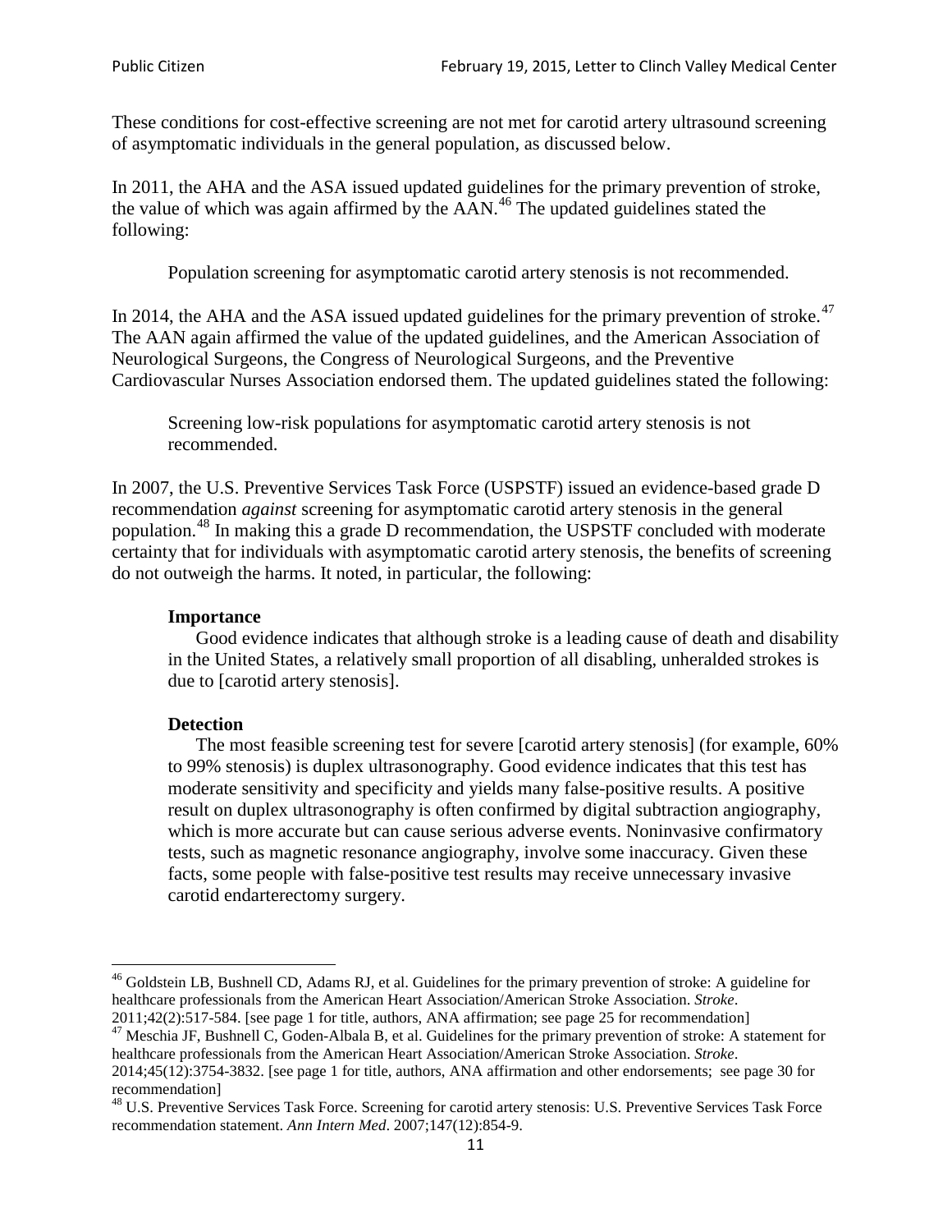These conditions for cost-effective screening are not met for carotid artery ultrasound screening of asymptomatic individuals in the general population, as discussed below.

In 2011, the AHA and the ASA issued updated guidelines for the primary prevention of stroke, the value of which was again affirmed by the AAN.[46] The updated guidelines stated the following:

> Population screening for asymptomatic carotid artery stenosis is not recommended.

In 2014, the AHA and the ASA issued updated guidelines for the primary prevention of stroke.[47] The AAN again affirmed the value of the updated guidelines, and the American Association of Neurological Surgeons, the Congress of Neurological Surgeons, and the Preventive Cardiovascular Nurses Association endorsed them. The updated guidelines stated the following:

> Screening low-risk populations for asymptomatic carotid artery stenosis is not recommended.

In 2007, the U.S. Preventive Services Task Force (USPSTF) issued an evidence-based grade D recommendation *against* screening for asymptomatic carotid artery stenosis in the general population.[48] In making this a grade D recommendation, the USPSTF concluded with moderate certainty that for individuals with asymptomatic carotid artery stenosis, the benefits of screening do not outweigh the harms. It noted, in particular, the following:

> **Importance**
>
> Good evidence indicates that although stroke is a leading cause of death and disability in the United States, a relatively small proportion of all disabling, unheralded strokes is due to [carotid artery stenosis].
>
> **Detection**
>
> The most feasible screening test for severe [carotid artery stenosis] (for example, 60% to 99% stenosis) is duplex ultrasonography. Good evidence indicates that this test has moderate sensitivity and specificity and yields many false-positive results. A positive result on duplex ultrasonography is often confirmed by digital subtraction angiography, which is more accurate but can cause serious adverse events. Noninvasive confirmatory tests, such as magnetic resonance angiography, involve some inaccuracy. Given these facts, some people with false-positive test results may receive unnecessary invasive carotid endarterectomy surgery.

---

[46] Goldstein LB, Bushnell CD, Adams RJ, et al. Guidelines for the primary prevention of stroke: A guideline for healthcare professionals from the American Heart Association/American Stroke Association. *Stroke*. 2011;42(2):517-584. [see page 1 for title, authors, ANA affirmation; see page 25 for recommendation]

[47] Meschia JF, Bushnell C, Goden-Albala B, et al. Guidelines for the primary prevention of stroke: A statement for healthcare professionals from the American Heart Association/American Stroke Association. *Stroke*. 2014;45(12):3754-3832. [see page 1 for title, authors, ANA affirmation and other endorsements; see page 30 for recommendation]

[48] U.S. Preventive Services Task Force. Screening for carotid artery stenosis: U.S. Preventive Services Task Force recommendation statement. *Ann Intern Med*. 2007;147(12):854-9.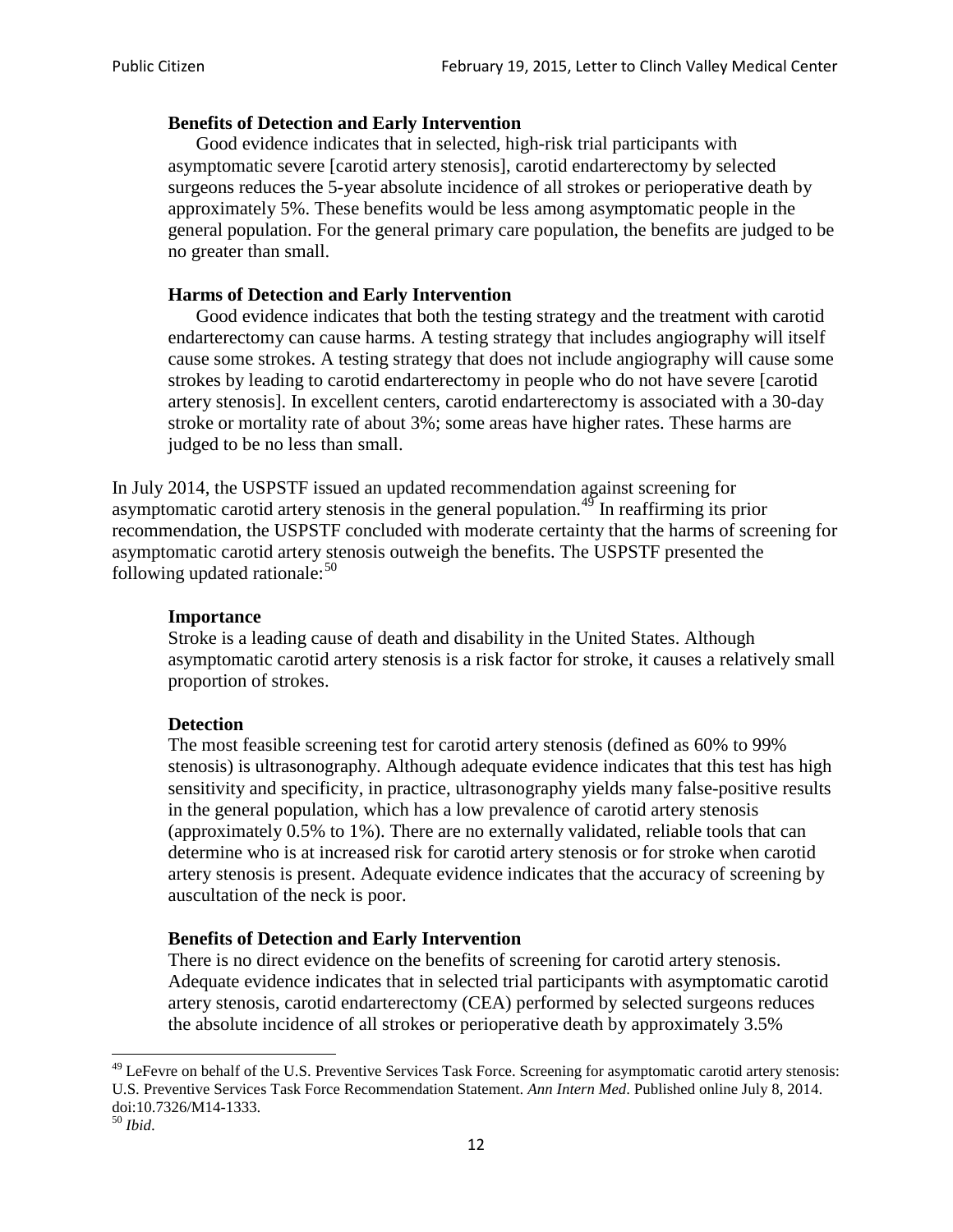> **Benefits of Detection and Early Intervention**
>
> Good evidence indicates that in selected, high-risk trial participants with asymptomatic severe [carotid artery stenosis], carotid endarterectomy by selected surgeons reduces the 5-year absolute incidence of all strokes or perioperative death by approximately 5%. These benefits would be less among asymptomatic people in the general population. For the general primary care population, the benefits are judged to be no greater than small.
>
> **Harms of Detection and Early Intervention**
>
> Good evidence indicates that both the testing strategy and the treatment with carotid endarterectomy can cause harms. A testing strategy that includes angiography will itself cause some strokes. A testing strategy that does not include angiography will cause some strokes by leading to carotid endarterectomy in people who do not have severe [carotid artery stenosis]. In excellent centers, carotid endarterectomy is associated with a 30-day stroke or mortality rate of about 3%; some areas have higher rates. These harms are judged to be no less than small.

In July 2014, the USPSTF issued an updated recommendation against screening for asymptomatic carotid artery stenosis in the general population.[49] In reaffirming its prior recommendation, the USPSTF concluded with moderate certainty that the harms of screening for asymptomatic carotid artery stenosis outweigh the benefits. The USPSTF presented the following updated rationale:[50]

> **Importance**
>
> Stroke is a leading cause of death and disability in the United States. Although asymptomatic carotid artery stenosis is a risk factor for stroke, it causes a relatively small proportion of strokes.
>
> **Detection**
>
> The most feasible screening test for carotid artery stenosis (defined as 60% to 99% stenosis) is ultrasonography. Although adequate evidence indicates that this test has high sensitivity and specificity, in practice, ultrasonography yields many false-positive results in the general population, which has a low prevalence of carotid artery stenosis (approximately 0.5% to 1%). There are no externally validated, reliable tools that can determine who is at increased risk for carotid artery stenosis or for stroke when carotid artery stenosis is present. Adequate evidence indicates that the accuracy of screening by auscultation of the neck is poor.
>
> **Benefits of Detection and Early Intervention**
>
> There is no direct evidence on the benefits of screening for carotid artery stenosis. Adequate evidence indicates that in selected trial participants with asymptomatic carotid artery stenosis, carotid endarterectomy (CEA) performed by selected surgeons reduces the absolute incidence of all strokes or perioperative death by approximately 3.5%

---

[49] LeFevre on behalf of the U.S. Preventive Services Task Force. Screening for asymptomatic carotid artery stenosis: U.S. Preventive Services Task Force Recommendation Statement. *Ann Intern Med*. Published online July 8, 2014. doi:10.7326/M14-1333.

[50] *Ibid*.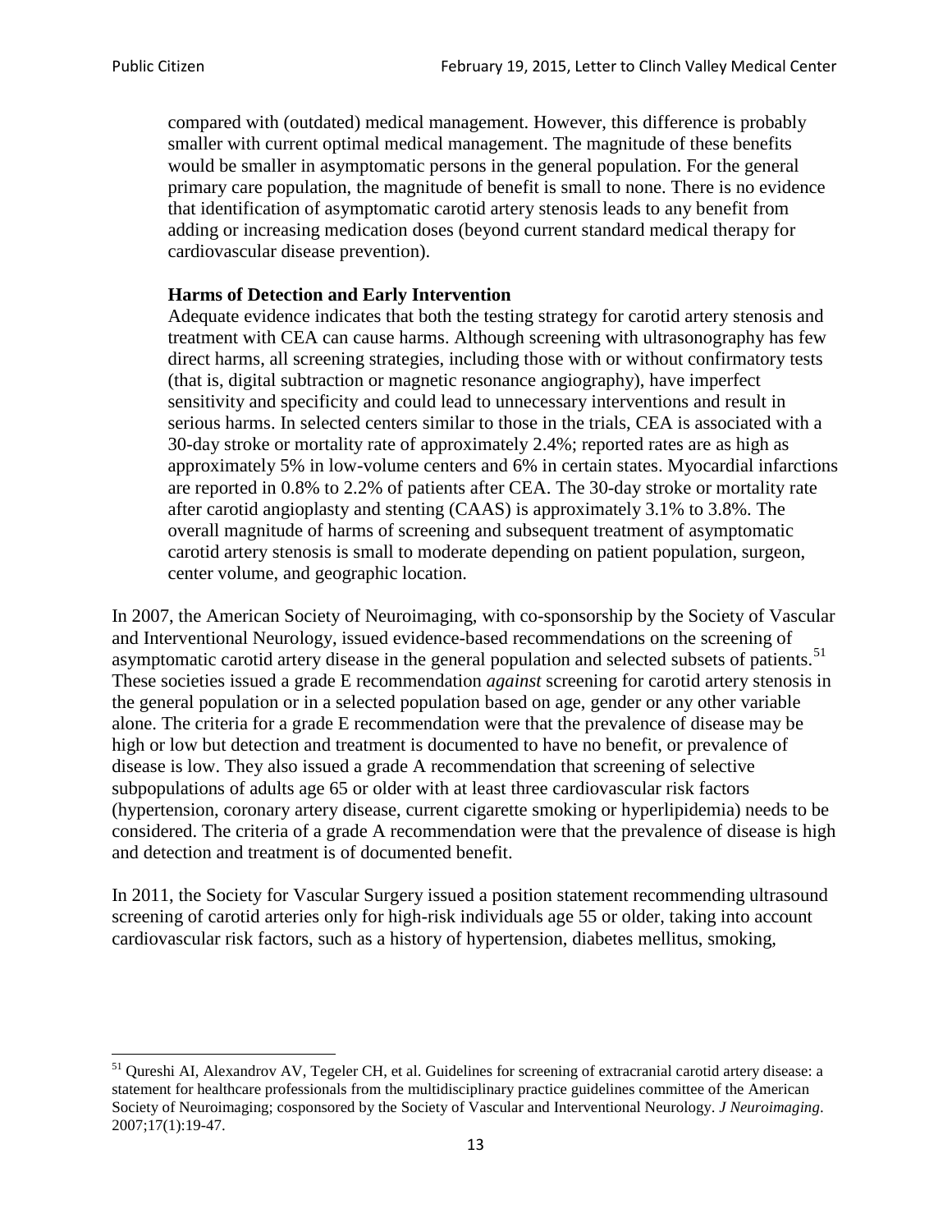> compared with (outdated) medical management. However, this difference is probably smaller with current optimal medical management. The magnitude of these benefits would be smaller in asymptomatic persons in the general population. For the general primary care population, the magnitude of benefit is small to none. There is no evidence that identification of asymptomatic carotid artery stenosis leads to any benefit from adding or increasing medication doses (beyond current standard medical therapy for cardiovascular disease prevention).
>
> **Harms of Detection and Early Intervention**
>
> Adequate evidence indicates that both the testing strategy for carotid artery stenosis and treatment with CEA can cause harms. Although screening with ultrasonography has few direct harms, all screening strategies, including those with or without confirmatory tests (that is, digital subtraction or magnetic resonance angiography), have imperfect sensitivity and specificity and could lead to unnecessary interventions and result in serious harms. In selected centers similar to those in the trials, CEA is associated with a 30-day stroke or mortality rate of approximately 2.4%; reported rates are as high as approximately 5% in low-volume centers and 6% in certain states. Myocardial infarctions are reported in 0.8% to 2.2% of patients after CEA. The 30-day stroke or mortality rate after carotid angioplasty and stenting (CAAS) is approximately 3.1% to 3.8%. The overall magnitude of harms of screening and subsequent treatment of asymptomatic carotid artery stenosis is small to moderate depending on patient population, surgeon, center volume, and geographic location.

In 2007, the American Society of Neuroimaging, with co-sponsorship by the Society of Vascular and Interventional Neurology, issued evidence-based recommendations on the screening of asymptomatic carotid artery disease in the general population and selected subsets of patients.[51] These societies issued a grade E recommendation *against* screening for carotid artery stenosis in the general population or in a selected population based on age, gender or any other variable alone. The criteria for a grade E recommendation were that the prevalence of disease may be high or low but detection and treatment is documented to have no benefit, or prevalence of disease is low. They also issued a grade A recommendation that screening of selective subpopulations of adults age 65 or older with at least three cardiovascular risk factors (hypertension, coronary artery disease, current cigarette smoking or hyperlipidemia) needs to be considered. The criteria of a grade A recommendation were that the prevalence of disease is high and detection and treatment is of documented benefit.

In 2011, the Society for Vascular Surgery issued a position statement recommending ultrasound screening of carotid arteries only for high-risk individuals age 55 or older, taking into account cardiovascular risk factors, such as a history of hypertension, diabetes mellitus, smoking,

---

[51] Qureshi AI, Alexandrov AV, Tegeler CH, et al. Guidelines for screening of extracranial carotid artery disease: a statement for healthcare professionals from the multidisciplinary practice guidelines committee of the American Society of Neuroimaging; cosponsored by the Society of Vascular and Interventional Neurology. *J Neuroimaging*. 2007;17(1):19-47.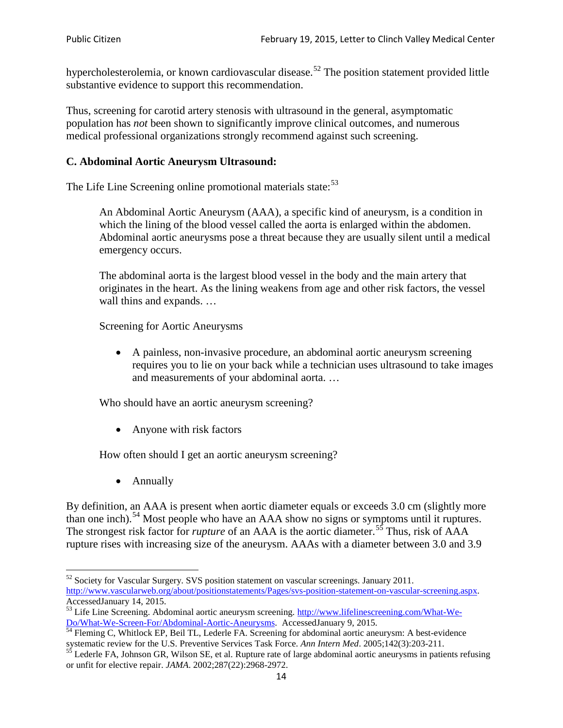hypercholesterolemia, or known cardiovascular disease.[52] The position statement provided little substantive evidence to support this recommendation.

Thus, screening for carotid artery stenosis with ultrasound in the general, asymptomatic population has *not* been shown to significantly improve clinical outcomes, and numerous medical professional organizations strongly recommend against such screening.

### C. Abdominal Aortic Aneurysm Ultrasound:

The Life Line Screening online promotional materials state:[53]

> An Abdominal Aortic Aneurysm (AAA), a specific kind of aneurysm, is a condition in which the lining of the blood vessel called the aorta is enlarged within the abdomen. Abdominal aortic aneurysms pose a threat because they are usually silent until a medical emergency occurs.
>
> The abdominal aorta is the largest blood vessel in the body and the main artery that originates in the heart. As the lining weakens from age and other risk factors, the vessel wall thins and expands. …
>
> Screening for Aortic Aneurysms
>
> - A painless, non-invasive procedure, an abdominal aortic aneurysm screening requires you to lie on your back while a technician uses ultrasound to take images and measurements of your abdominal aorta. …
>
> Who should have an aortic aneurysm screening?
>
> - Anyone with risk factors
>
> How often should I get an aortic aneurysm screening?
>
> - Annually

By definition, an AAA is present when aortic diameter equals or exceeds 3.0 cm (slightly more than one inch).[54] Most people who have an AAA show no signs or symptoms until it ruptures. The strongest risk factor for *rupture* of an AAA is the aortic diameter.[55] Thus, risk of AAA rupture rises with increasing size of the aneurysm. AAAs with a diameter between 3.0 and 3.9

---

[52] Society for Vascular Surgery. SVS position statement on vascular screenings. January 2011. http://www.vascularweb.org/about/positionstatements/Pages/svs-position-statement-on-vascular-screening.aspx. AccessedJanuary 14, 2015.

[53] Life Line Screening. Abdominal aortic aneurysm screening. http://www.lifelinescreening.com/What-We-Do/What-We-Screen-For/Abdominal-Aortic-Aneurysms. AccessedJanuary 9, 2015.

[54] Fleming C, Whitlock EP, Beil TL, Lederle FA. Screening for abdominal aortic aneurysm: A best-evidence systematic review for the U.S. Preventive Services Task Force. *Ann Intern Med*. 2005;142(3):203-211.

[55] Lederle FA, Johnson GR, Wilson SE, et al. Rupture rate of large abdominal aortic aneurysms in patients refusing or unfit for elective repair. *JAMA*. 2002;287(22):2968-2972.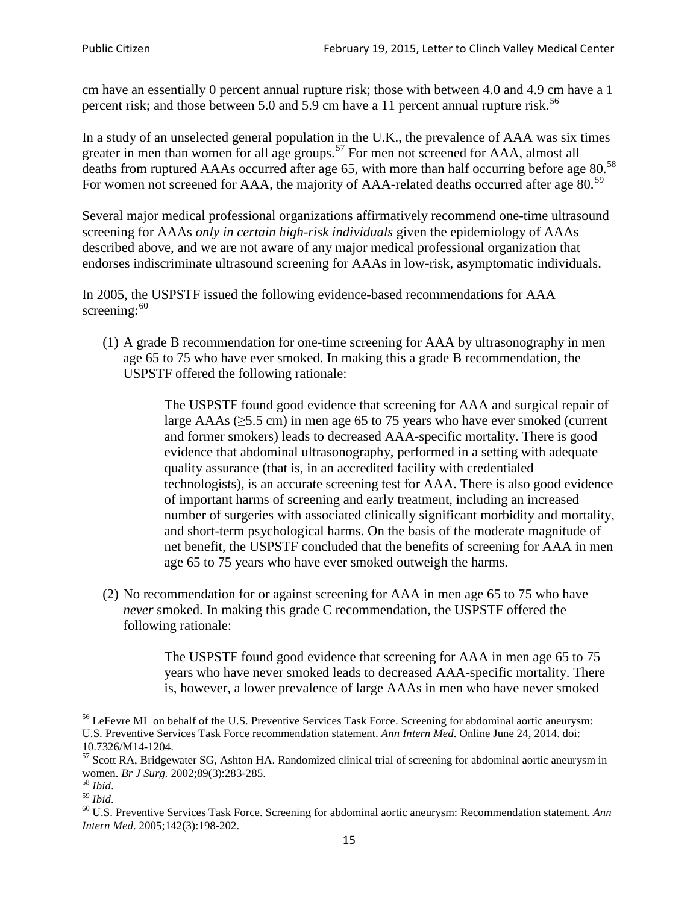cm have an essentially 0 percent annual rupture risk; those with between 4.0 and 4.9 cm have a 1 percent risk; and those between 5.0 and 5.9 cm have a 11 percent annual rupture risk.[56]

In a study of an unselected general population in the U.K., the prevalence of AAA was six times greater in men than women for all age groups.[57] For men not screened for AAA, almost all deaths from ruptured AAAs occurred after age 65, with more than half occurring before age 80.[58] For women not screened for AAA, the majority of AAA-related deaths occurred after age 80.[59]

Several major medical professional organizations affirmatively recommend one-time ultrasound screening for AAAs *only in certain high-risk individuals* given the epidemiology of AAAs described above, and we are not aware of any major medical professional organization that endorses indiscriminate ultrasound screening for AAAs in low-risk, asymptomatic individuals.

In 2005, the USPSTF issued the following evidence-based recommendations for AAA screening:[60]

(1) A grade B recommendation for one-time screening for AAA by ultrasonography in men age 65 to 75 who have ever smoked. In making this a grade B recommendation, the USPSTF offered the following rationale:

> The USPSTF found good evidence that screening for AAA and surgical repair of large AAAs (≥5.5 cm) in men age 65 to 75 years who have ever smoked (current and former smokers) leads to decreased AAA-specific mortality. There is good evidence that abdominal ultrasonography, performed in a setting with adequate quality assurance (that is, in an accredited facility with credentialed technologists), is an accurate screening test for AAA. There is also good evidence of important harms of screening and early treatment, including an increased number of surgeries with associated clinically significant morbidity and mortality, and short-term psychological harms. On the basis of the moderate magnitude of net benefit, the USPSTF concluded that the benefits of screening for AAA in men age 65 to 75 years who have ever smoked outweigh the harms.

(2) No recommendation for or against screening for AAA in men age 65 to 75 who have *never* smoked. In making this grade C recommendation, the USPSTF offered the following rationale:

> The USPSTF found good evidence that screening for AAA in men age 65 to 75 years who have never smoked leads to decreased AAA-specific mortality. There is, however, a lower prevalence of large AAAs in men who have never smoked

---

[56] LeFevre ML on behalf of the U.S. Preventive Services Task Force. Screening for abdominal aortic aneurysm: U.S. Preventive Services Task Force recommendation statement. *Ann Intern Med*. Online June 24, 2014. doi: 10.7326/M14-1204.

[57] Scott RA, Bridgewater SG, Ashton HA. Randomized clinical trial of screening for abdominal aortic aneurysm in women. *Br J Surg.* 2002;89(3):283-285.

[58] *Ibid*.

[59] *Ibid*.

[60] U.S. Preventive Services Task Force. Screening for abdominal aortic aneurysm: Recommendation statement. *Ann Intern Med*. 2005;142(3):198-202.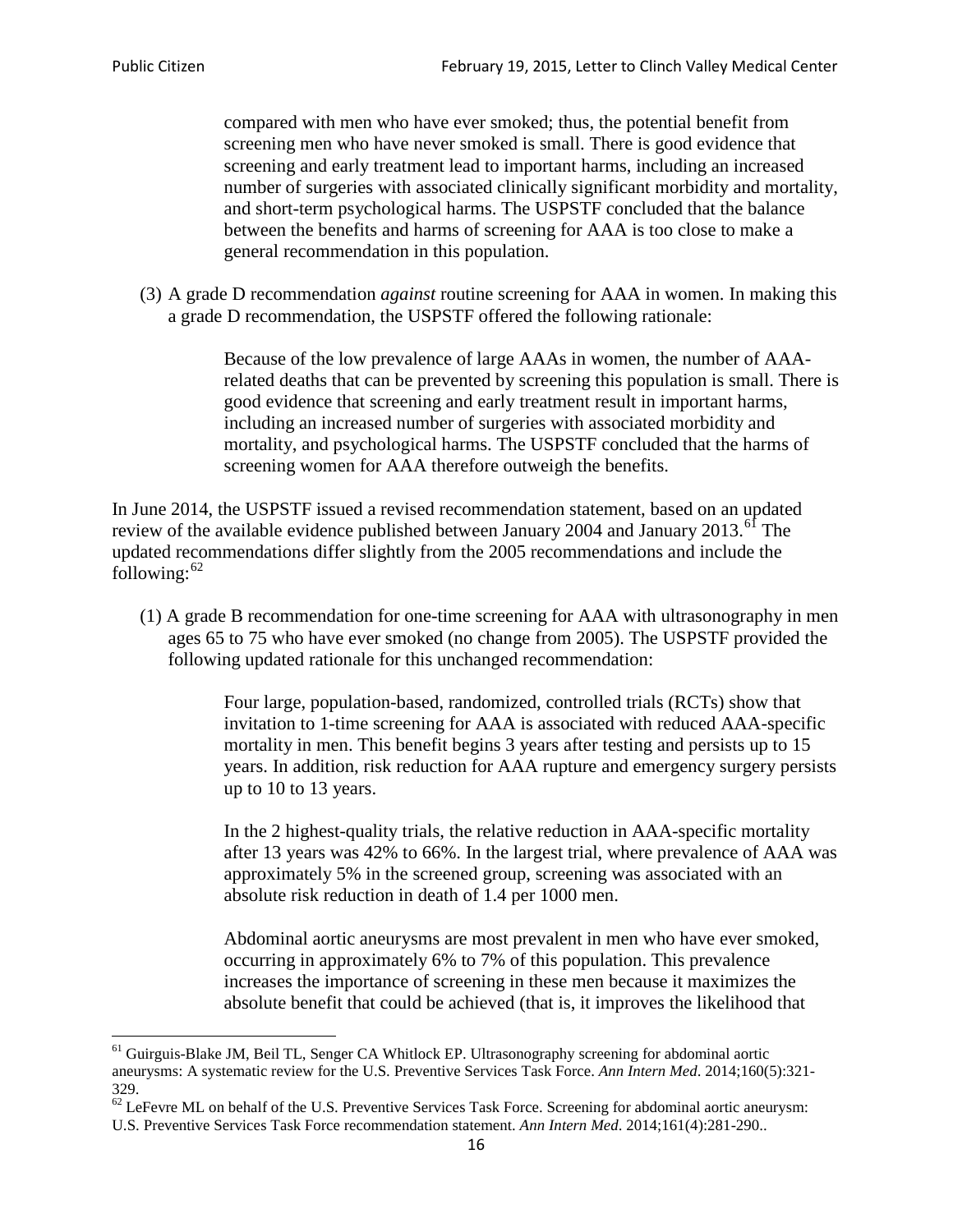> compared with men who have ever smoked; thus, the potential benefit from screening men who have never smoked is small. There is good evidence that screening and early treatment lead to important harms, including an increased number of surgeries with associated clinically significant morbidity and mortality, and short-term psychological harms. The USPSTF concluded that the balance between the benefits and harms of screening for AAA is too close to make a general recommendation in this population.

(3) A grade D recommendation *against* routine screening for AAA in women. In making this a grade D recommendation, the USPSTF offered the following rationale:

> Because of the low prevalence of large AAAs in women, the number of AAA-related deaths that can be prevented by screening this population is small. There is good evidence that screening and early treatment result in important harms, including an increased number of surgeries with associated morbidity and mortality, and psychological harms. The USPSTF concluded that the harms of screening women for AAA therefore outweigh the benefits.

In June 2014, the USPSTF issued a revised recommendation statement, based on an updated review of the available evidence published between January 2004 and January 2013.[61] The updated recommendations differ slightly from the 2005 recommendations and include the following:[62]

(1) A grade B recommendation for one-time screening for AAA with ultrasonography in men ages 65 to 75 who have ever smoked (no change from 2005). The USPSTF provided the following updated rationale for this unchanged recommendation:

> Four large, population-based, randomized, controlled trials (RCTs) show that invitation to 1-time screening for AAA is associated with reduced AAA-specific mortality in men. This benefit begins 3 years after testing and persists up to 15 years. In addition, risk reduction for AAA rupture and emergency surgery persists up to 10 to 13 years.
>
> In the 2 highest-quality trials, the relative reduction in AAA-specific mortality after 13 years was 42% to 66%. In the largest trial, where prevalence of AAA was approximately 5% in the screened group, screening was associated with an absolute risk reduction in death of 1.4 per 1000 men.
>
> Abdominal aortic aneurysms are most prevalent in men who have ever smoked, occurring in approximately 6% to 7% of this population. This prevalence increases the importance of screening in these men because it maximizes the absolute benefit that could be achieved (that is, it improves the likelihood that

---

[61] Guirguis-Blake JM, Beil TL, Senger CA Whitlock EP. Ultrasonography screening for abdominal aortic aneurysms: A systematic review for the U.S. Preventive Services Task Force. *Ann Intern Med*. 2014;160(5):321-329.

[62] LeFevre ML on behalf of the U.S. Preventive Services Task Force. Screening for abdominal aortic aneurysm: U.S. Preventive Services Task Force recommendation statement. *Ann Intern Med*. 2014;161(4):281-290..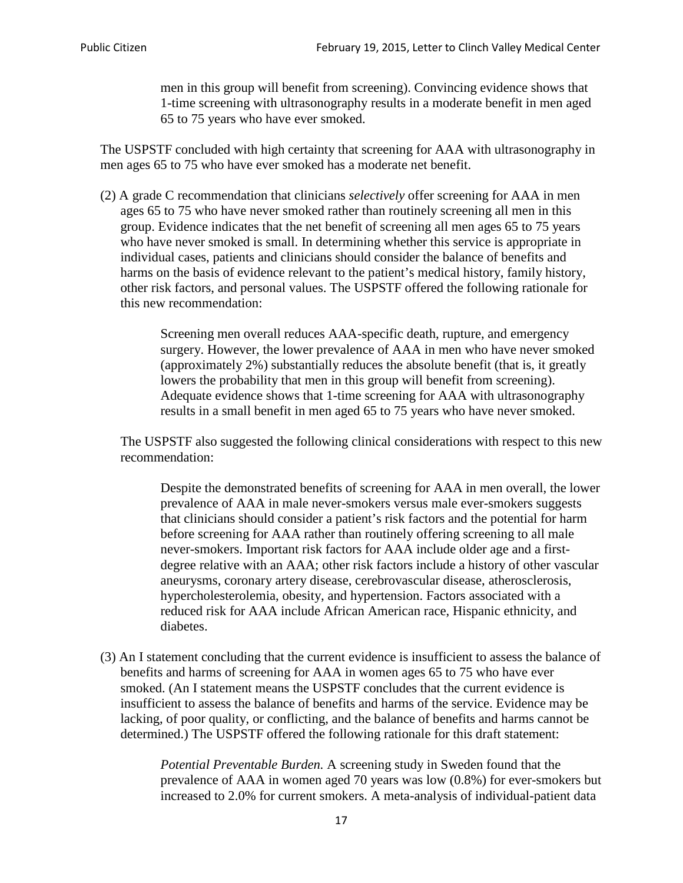> men in this group will benefit from screening). Convincing evidence shows that 1-time screening with ultrasonography results in a moderate benefit in men aged 65 to 75 years who have ever smoked.

The USPSTF concluded with high certainty that screening for AAA with ultrasonography in men ages 65 to 75 who have ever smoked has a moderate net benefit.

(2) A grade C recommendation that clinicians *selectively* offer screening for AAA in men ages 65 to 75 who have never smoked rather than routinely screening all men in this group. Evidence indicates that the net benefit of screening all men ages 65 to 75 years who have never smoked is small. In determining whether this service is appropriate in individual cases, patients and clinicians should consider the balance of benefits and harms on the basis of evidence relevant to the patient's medical history, family history, other risk factors, and personal values. The USPSTF offered the following rationale for this new recommendation:

> Screening men overall reduces AAA-specific death, rupture, and emergency surgery. However, the lower prevalence of AAA in men who have never smoked (approximately 2%) substantially reduces the absolute benefit (that is, it greatly lowers the probability that men in this group will benefit from screening). Adequate evidence shows that 1-time screening for AAA with ultrasonography results in a small benefit in men aged 65 to 75 years who have never smoked.

The USPSTF also suggested the following clinical considerations with respect to this new recommendation:

> Despite the demonstrated benefits of screening for AAA in men overall, the lower prevalence of AAA in male never-smokers versus male ever-smokers suggests that clinicians should consider a patient's risk factors and the potential for harm before screening for AAA rather than routinely offering screening to all male never-smokers. Important risk factors for AAA include older age and a first-degree relative with an AAA; other risk factors include a history of other vascular aneurysms, coronary artery disease, cerebrovascular disease, atherosclerosis, hypercholesterolemia, obesity, and hypertension. Factors associated with a reduced risk for AAA include African American race, Hispanic ethnicity, and diabetes.

(3) An I statement concluding that the current evidence is insufficient to assess the balance of benefits and harms of screening for AAA in women ages 65 to 75 who have ever smoked. (An I statement means the USPSTF concludes that the current evidence is insufficient to assess the balance of benefits and harms of the service. Evidence may be lacking, of poor quality, or conflicting, and the balance of benefits and harms cannot be determined.) The USPSTF offered the following rationale for this draft statement:

> *Potential Preventable Burden.* A screening study in Sweden found that the prevalence of AAA in women aged 70 years was low (0.8%) for ever-smokers but increased to 2.0% for current smokers. A meta-analysis of individual-patient data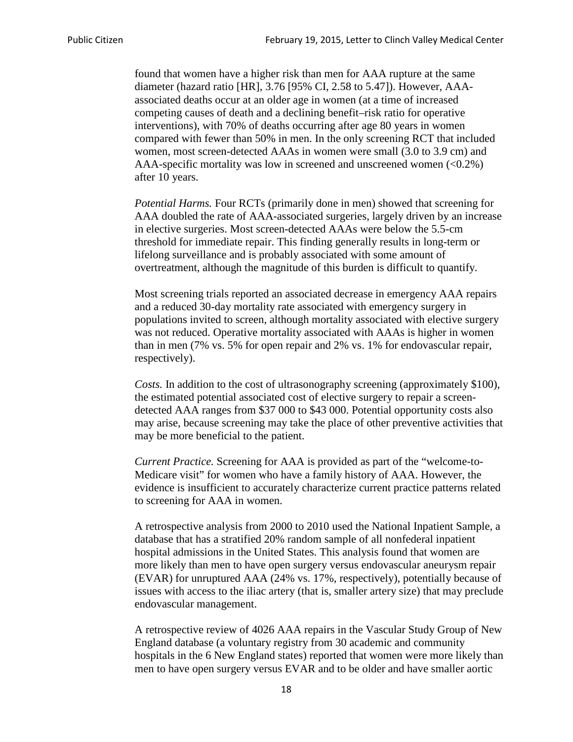found that women have a higher risk than men for AAA rupture at the same diameter (hazard ratio [HR], 3.76 [95% CI, 2.58 to 5.47]). However, AAA-associated deaths occur at an older age in women (at a time of increased competing causes of death and a declining benefit–risk ratio for operative interventions), with 70% of deaths occurring after age 80 years in women compared with fewer than 50% in men. In the only screening RCT that included women, most screen-detected AAAs in women were small (3.0 to 3.9 cm) and AAA-specific mortality was low in screened and unscreened women (<0.2%) after 10 years.

*Potential Harms.* Four RCTs (primarily done in men) showed that screening for AAA doubled the rate of AAA-associated surgeries, largely driven by an increase in elective surgeries. Most screen-detected AAAs were below the 5.5-cm threshold for immediate repair. This finding generally results in long-term or lifelong surveillance and is probably associated with some amount of overtreatment, although the magnitude of this burden is difficult to quantify.

Most screening trials reported an associated decrease in emergency AAA repairs and a reduced 30-day mortality rate associated with emergency surgery in populations invited to screen, although mortality associated with elective surgery was not reduced. Operative mortality associated with AAAs is higher in women than in men (7% vs. 5% for open repair and 2% vs. 1% for endovascular repair, respectively).

*Costs.* In addition to the cost of ultrasonography screening (approximately $100), the estimated potential associated cost of elective surgery to repair a screen-detected AAA ranges from $37 000 to $43 000. Potential opportunity costs also may arise, because screening may take the place of other preventive activities that may be more beneficial to the patient.

*Current Practice.* Screening for AAA is provided as part of the "welcome-to-Medicare visit" for women who have a family history of AAA. However, the evidence is insufficient to accurately characterize current practice patterns related to screening for AAA in women.

A retrospective analysis from 2000 to 2010 used the National Inpatient Sample, a database that has a stratified 20% random sample of all nonfederal inpatient hospital admissions in the United States. This analysis found that women are more likely than men to have open surgery versus endovascular aneurysm repair (EVAR) for unruptured AAA (24% vs. 17%, respectively), potentially because of issues with access to the iliac artery (that is, smaller artery size) that may preclude endovascular management.

A retrospective review of 4026 AAA repairs in the Vascular Study Group of New England database (a voluntary registry from 30 academic and community hospitals in the 6 New England states) reported that women were more likely than men to have open surgery versus EVAR and to be older and have smaller aortic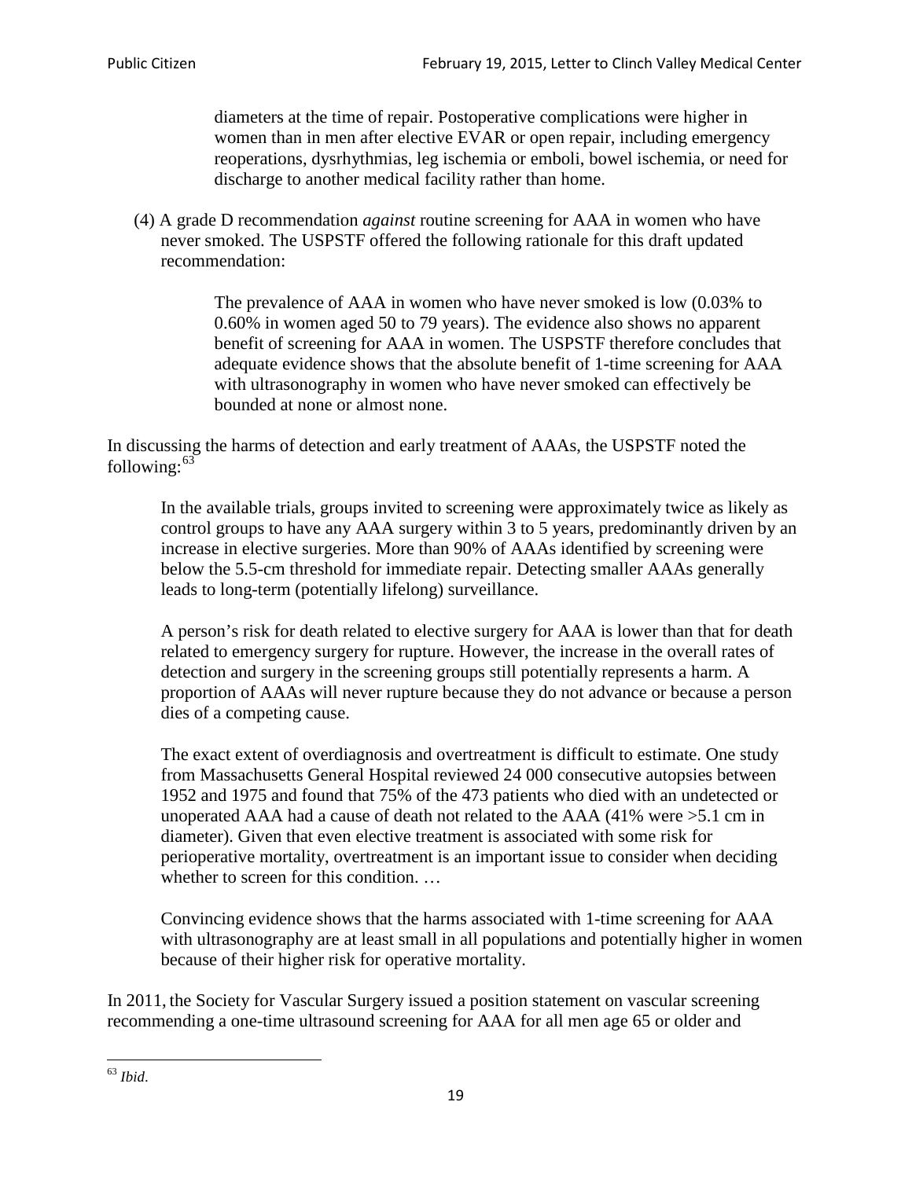> diameters at the time of repair. Postoperative complications were higher in women than in men after elective EVAR or open repair, including emergency reoperations, dysrhythmias, leg ischemia or emboli, bowel ischemia, or need for discharge to another medical facility rather than home.

(4) A grade D recommendation *against* routine screening for AAA in women who have never smoked. The USPSTF offered the following rationale for this draft updated recommendation:

> The prevalence of AAA in women who have never smoked is low (0.03% to 0.60% in women aged 50 to 79 years). The evidence also shows no apparent benefit of screening for AAA in women. The USPSTF therefore concludes that adequate evidence shows that the absolute benefit of 1-time screening for AAA with ultrasonography in women who have never smoked can effectively be bounded at none or almost none.

In discussing the harms of detection and early treatment of AAAs, the USPSTF noted the following:[63]

> In the available trials, groups invited to screening were approximately twice as likely as control groups to have any AAA surgery within 3 to 5 years, predominantly driven by an increase in elective surgeries. More than 90% of AAAs identified by screening were below the 5.5-cm threshold for immediate repair. Detecting smaller AAAs generally leads to long-term (potentially lifelong) surveillance.
>
> A person's risk for death related to elective surgery for AAA is lower than that for death related to emergency surgery for rupture. However, the increase in the overall rates of detection and surgery in the screening groups still potentially represents a harm. A proportion of AAAs will never rupture because they do not advance or because a person dies of a competing cause.
>
> The exact extent of overdiagnosis and overtreatment is difficult to estimate. One study from Massachusetts General Hospital reviewed 24 000 consecutive autopsies between 1952 and 1975 and found that 75% of the 473 patients who died with an undetected or unoperated AAA had a cause of death not related to the AAA (41% were >5.1 cm in diameter). Given that even elective treatment is associated with some risk for perioperative mortality, overtreatment is an important issue to consider when deciding whether to screen for this condition. …
>
> Convincing evidence shows that the harms associated with 1-time screening for AAA with ultrasonography are at least small in all populations and potentially higher in women because of their higher risk for operative mortality.

In 2011, the Society for Vascular Surgery issued a position statement on vascular screening recommending a one-time ultrasound screening for AAA for all men age 65 or older and

---

[63] *Ibid*.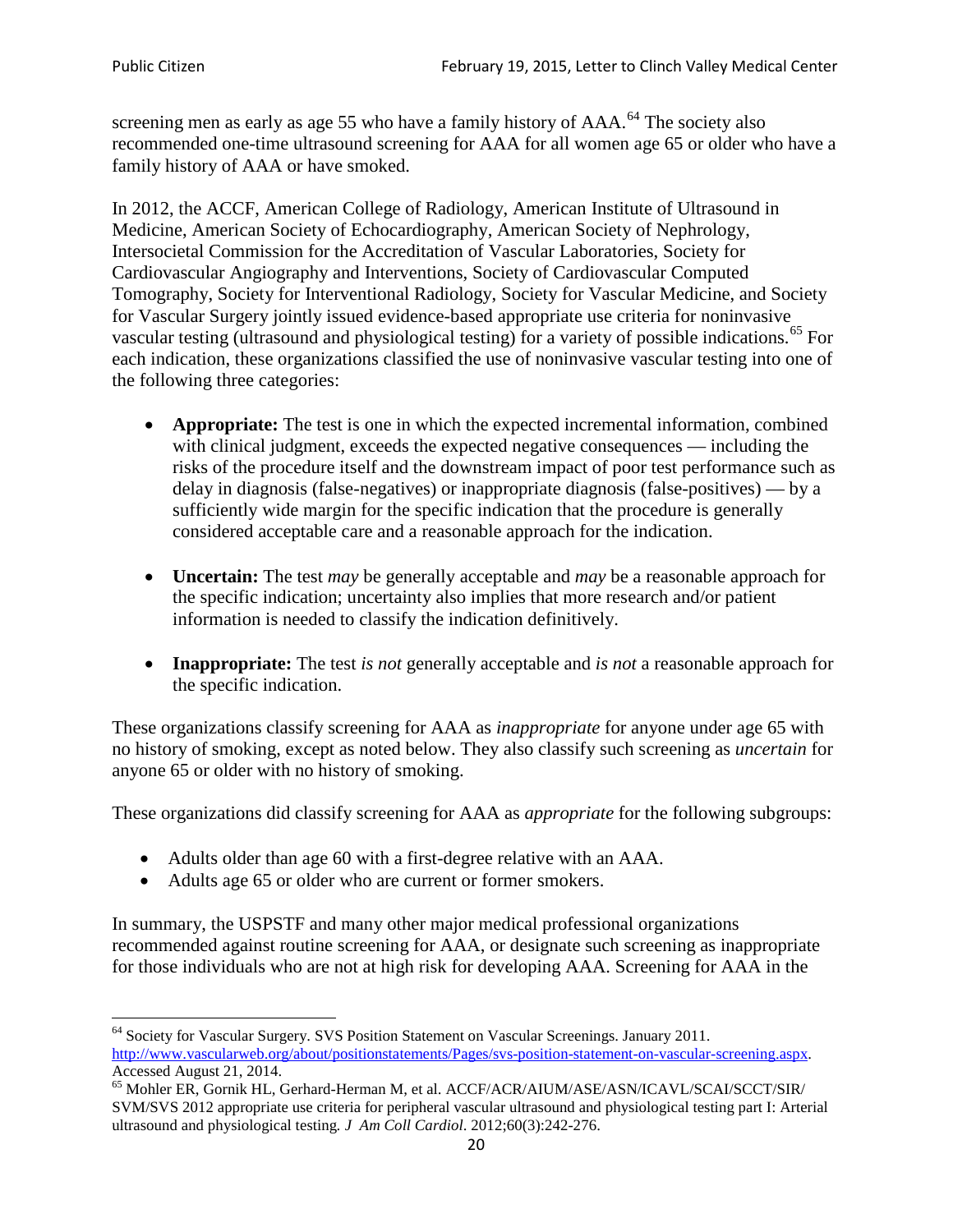screening men as early as age 55 who have a family history of AAA.[64] The society also recommended one-time ultrasound screening for AAA for all women age 65 or older who have a family history of AAA or have smoked.

In 2012, the ACCF, American College of Radiology, American Institute of Ultrasound in Medicine, American Society of Echocardiography, American Society of Nephrology, Intersocietal Commission for the Accreditation of Vascular Laboratories, Society for Cardiovascular Angiography and Interventions, Society of Cardiovascular Computed Tomography, Society for Interventional Radiology, Society for Vascular Medicine, and Society for Vascular Surgery jointly issued evidence-based appropriate use criteria for noninvasive vascular testing (ultrasound and physiological testing) for a variety of possible indications.[65] For each indication, these organizations classified the use of noninvasive vascular testing into one of the following three categories:

- **Appropriate:** The test is one in which the expected incremental information, combined with clinical judgment, exceeds the expected negative consequences — including the risks of the procedure itself and the downstream impact of poor test performance such as delay in diagnosis (false-negatives) or inappropriate diagnosis (false-positives) — by a sufficiently wide margin for the specific indication that the procedure is generally considered acceptable care and a reasonable approach for the indication.

- **Uncertain:** The test *may* be generally acceptable and *may* be a reasonable approach for the specific indication; uncertainty also implies that more research and/or patient information is needed to classify the indication definitively.

- **Inappropriate:** The test *is not* generally acceptable and *is not* a reasonable approach for the specific indication.

These organizations classify screening for AAA as *inappropriate* for anyone under age 65 with no history of smoking, except as noted below. They also classify such screening as *uncertain* for anyone 65 or older with no history of smoking.

These organizations did classify screening for AAA as *appropriate* for the following subgroups:

- Adults older than age 60 with a first-degree relative with an AAA.
- Adults age 65 or older who are current or former smokers.

In summary, the USPSTF and many other major medical professional organizations recommended against routine screening for AAA, or designate such screening as inappropriate for those individuals who are not at high risk for developing AAA. Screening for AAA in the

---

[64] Society for Vascular Surgery. SVS Position Statement on Vascular Screenings. January 2011. http://www.vascularweb.org/about/positionstatements/Pages/svs-position-statement-on-vascular-screening.aspx. Accessed August 21, 2014.

[65] Mohler ER, Gornik HL, Gerhard-Herman M, et al. ACCF/ACR/AIUM/ASE/ASN/ICAVL/SCAI/SCCT/SIR/SVM/SVS 2012 appropriate use criteria for peripheral vascular ultrasound and physiological testing part I: Arterial ultrasound and physiological testing. *J Am Coll Cardiol*. 2012;60(3):242-276.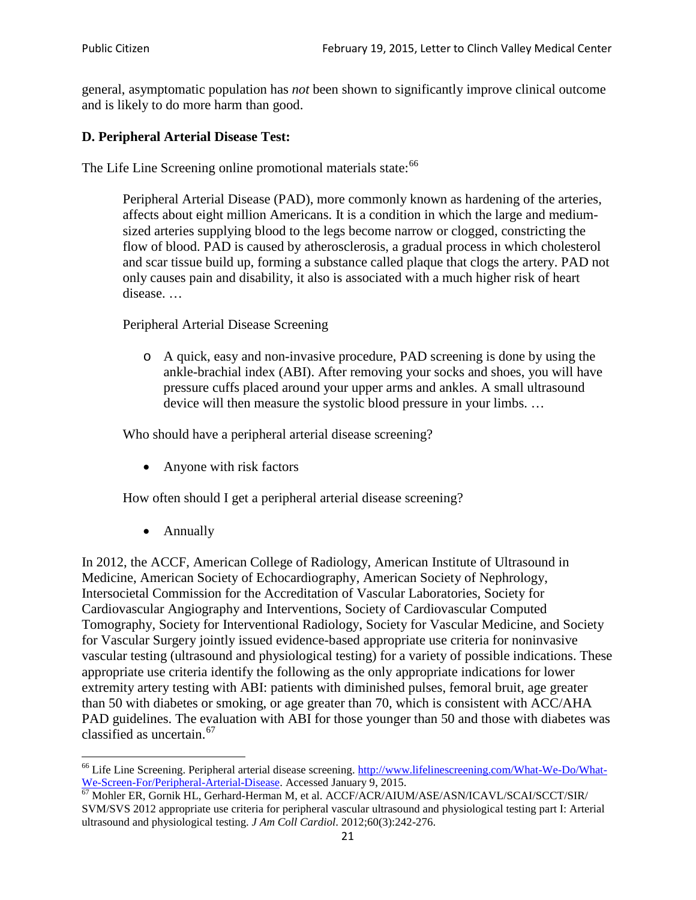general, asymptomatic population has *not* been shown to significantly improve clinical outcome and is likely to do more harm than good.

### D. Peripheral Arterial Disease Test:

The Life Line Screening online promotional materials state:[66]

> Peripheral Arterial Disease (PAD), more commonly known as hardening of the arteries, affects about eight million Americans. It is a condition in which the large and medium-sized arteries supplying blood to the legs become narrow or clogged, constricting the flow of blood. PAD is caused by atherosclerosis, a gradual process in which cholesterol and scar tissue build up, forming a substance called plaque that clogs the artery. PAD not only causes pain and disability, it also is associated with a much higher risk of heart disease. …
>
> Peripheral Arterial Disease Screening
>
> - A quick, easy and non-invasive procedure, PAD screening is done by using the ankle-brachial index (ABI). After removing your socks and shoes, you will have pressure cuffs placed around your upper arms and ankles. A small ultrasound device will then measure the systolic blood pressure in your limbs. …
>
> Who should have a peripheral arterial disease screening?
>
> - Anyone with risk factors
>
> How often should I get a peripheral arterial disease screening?
>
> - Annually

In 2012, the ACCF, American College of Radiology, American Institute of Ultrasound in Medicine, American Society of Echocardiography, American Society of Nephrology, Intersocietal Commission for the Accreditation of Vascular Laboratories, Society for Cardiovascular Angiography and Interventions, Society of Cardiovascular Computed Tomography, Society for Interventional Radiology, Society for Vascular Medicine, and Society for Vascular Surgery jointly issued evidence-based appropriate use criteria for noninvasive vascular testing (ultrasound and physiological testing) for a variety of possible indications. These appropriate use criteria identify the following as the only appropriate indications for lower extremity artery testing with ABI: patients with diminished pulses, femoral bruit, age greater than 50 with diabetes or smoking, or age greater than 70, which is consistent with ACC/AHA PAD guidelines. The evaluation with ABI for those younger than 50 and those with diabetes was classified as uncertain.[67]

---

[66] Life Line Screening. Peripheral arterial disease screening. http://www.lifelinescreening.com/What-We-Do/What-We-Screen-For/Peripheral-Arterial-Disease. Accessed January 9, 2015.

[67] Mohler ER, Gornik HL, Gerhard-Herman M, et al. ACCF/ACR/AIUM/ASE/ASN/ICAVL/SCAI/SCCT/SIR/SVM/SVS 2012 appropriate use criteria for peripheral vascular ultrasound and physiological testing part I: Arterial ultrasound and physiological testing. *J Am Coll Cardiol*. 2012;60(3):242-276.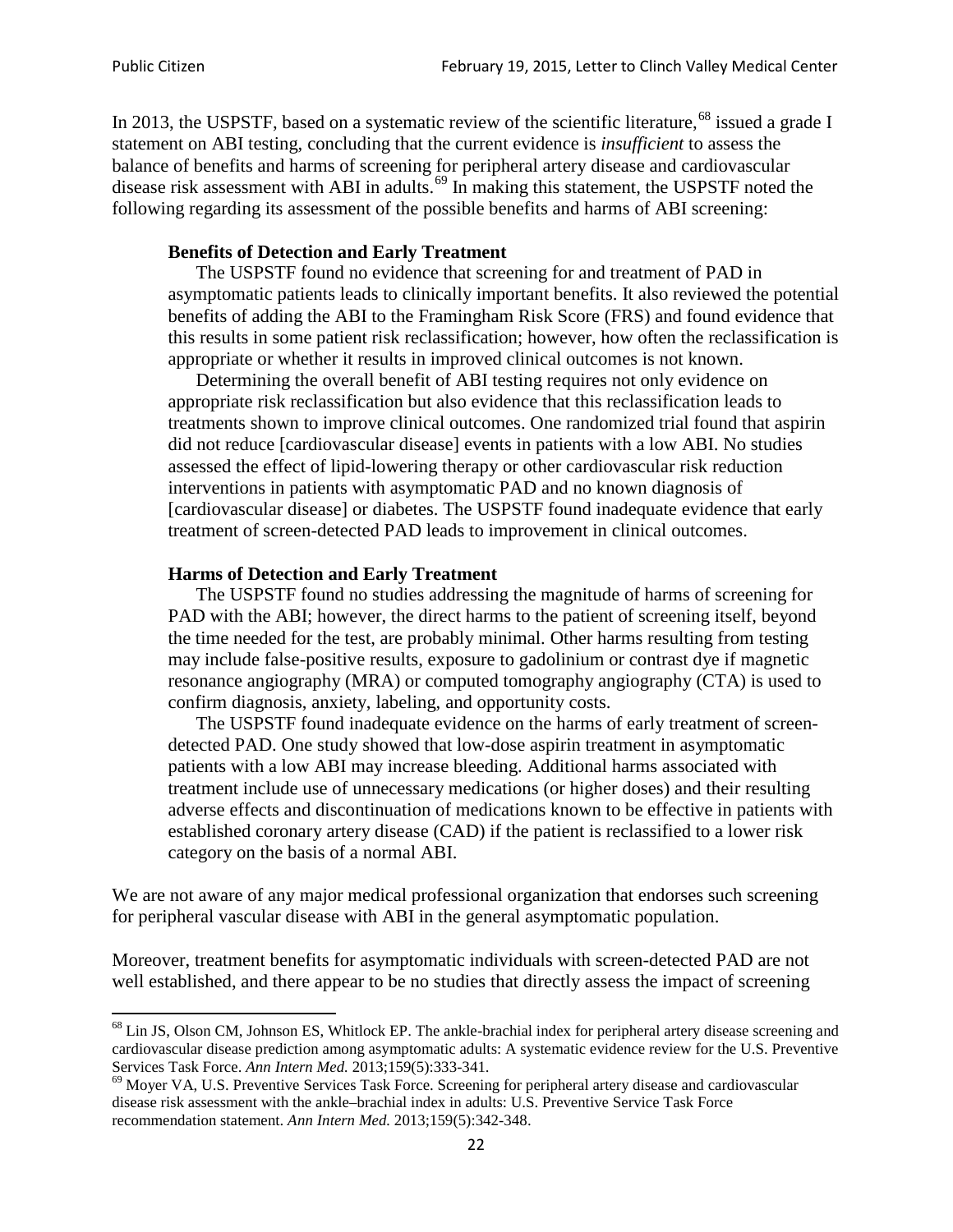In 2013, the USPSTF, based on a systematic review of the scientific literature,[68] issued a grade I statement on ABI testing, concluding that the current evidence is *insufficient* to assess the balance of benefits and harms of screening for peripheral artery disease and cardiovascular disease risk assessment with ABI in adults.[69] In making this statement, the USPSTF noted the following regarding its assessment of the possible benefits and harms of ABI screening:

> **Benefits of Detection and Early Treatment**
>
> The USPSTF found no evidence that screening for and treatment of PAD in asymptomatic patients leads to clinically important benefits. It also reviewed the potential benefits of adding the ABI to the Framingham Risk Score (FRS) and found evidence that this results in some patient risk reclassification; however, how often the reclassification is appropriate or whether it results in improved clinical outcomes is not known.
>
> Determining the overall benefit of ABI testing requires not only evidence on appropriate risk reclassification but also evidence that this reclassification leads to treatments shown to improve clinical outcomes. One randomized trial found that aspirin did not reduce [cardiovascular disease] events in patients with a low ABI. No studies assessed the effect of lipid-lowering therapy or other cardiovascular risk reduction interventions in patients with asymptomatic PAD and no known diagnosis of [cardiovascular disease] or diabetes. The USPSTF found inadequate evidence that early treatment of screen-detected PAD leads to improvement in clinical outcomes.
>
> **Harms of Detection and Early Treatment**
>
> The USPSTF found no studies addressing the magnitude of harms of screening for PAD with the ABI; however, the direct harms to the patient of screening itself, beyond the time needed for the test, are probably minimal. Other harms resulting from testing may include false-positive results, exposure to gadolinium or contrast dye if magnetic resonance angiography (MRA) or computed tomography angiography (CTA) is used to confirm diagnosis, anxiety, labeling, and opportunity costs.
>
> The USPSTF found inadequate evidence on the harms of early treatment of screen-detected PAD. One study showed that low-dose aspirin treatment in asymptomatic patients with a low ABI may increase bleeding. Additional harms associated with treatment include use of unnecessary medications (or higher doses) and their resulting adverse effects and discontinuation of medications known to be effective in patients with established coronary artery disease (CAD) if the patient is reclassified to a lower risk category on the basis of a normal ABI.

We are not aware of any major medical professional organization that endorses such screening for peripheral vascular disease with ABI in the general asymptomatic population.

Moreover, treatment benefits for asymptomatic individuals with screen-detected PAD are not well established, and there appear to be no studies that directly assess the impact of screening

---

[68] Lin JS, Olson CM, Johnson ES, Whitlock EP. The ankle-brachial index for peripheral artery disease screening and cardiovascular disease prediction among asymptomatic adults: A systematic evidence review for the U.S. Preventive Services Task Force. *Ann Intern Med.* 2013;159(5):333-341.

[69] Moyer VA, U.S. Preventive Services Task Force. Screening for peripheral artery disease and cardiovascular disease risk assessment with the ankle–brachial index in adults: U.S. Preventive Service Task Force recommendation statement. *Ann Intern Med.* 2013;159(5):342-348.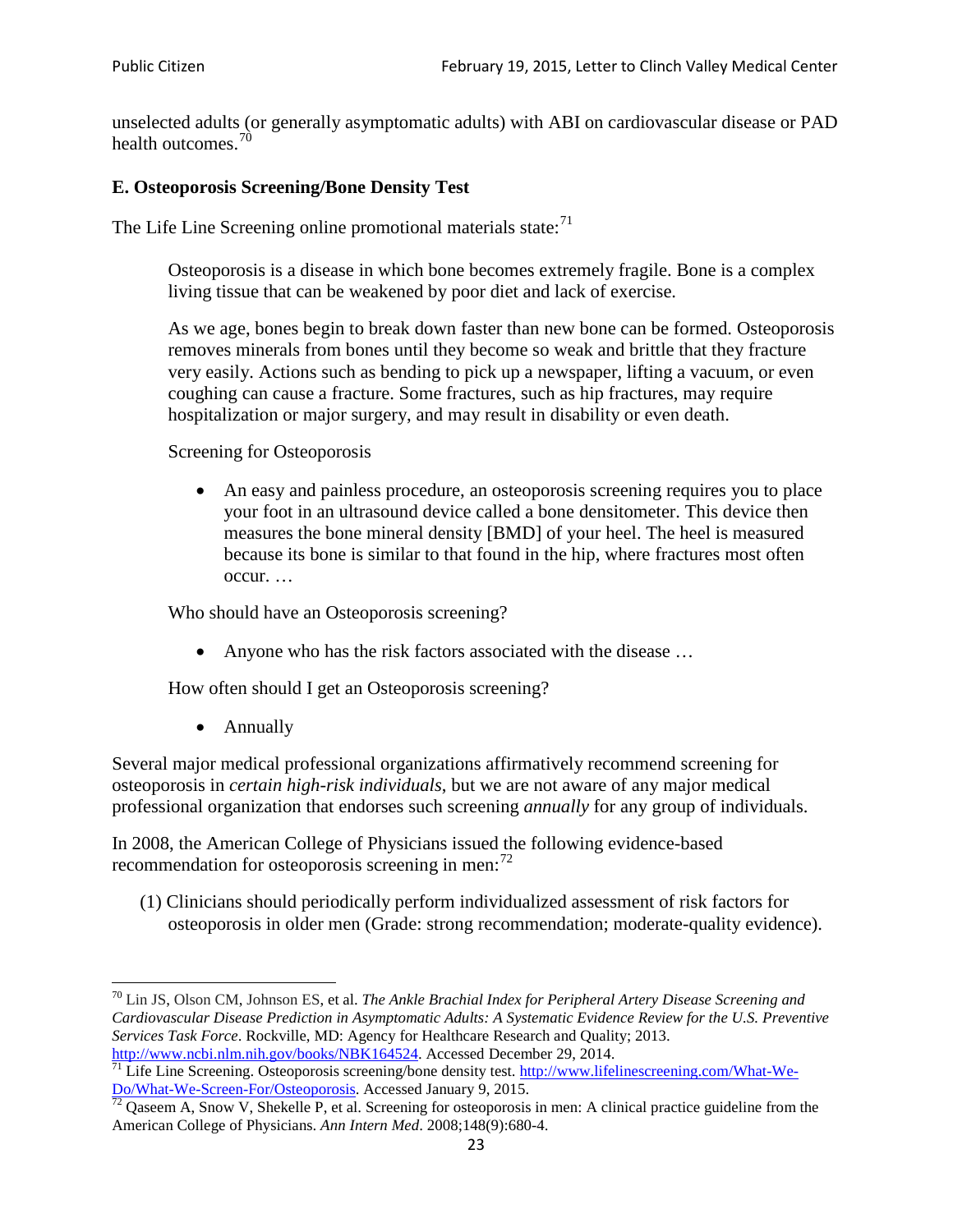unselected adults (or generally asymptomatic adults) with ABI on cardiovascular disease or PAD health outcomes.[70]

### E. Osteoporosis Screening/Bone Density Test

The Life Line Screening online promotional materials state:[71]

> Osteoporosis is a disease in which bone becomes extremely fragile. Bone is a complex living tissue that can be weakened by poor diet and lack of exercise.
>
> As we age, bones begin to break down faster than new bone can be formed. Osteoporosis removes minerals from bones until they become so weak and brittle that they fracture very easily. Actions such as bending to pick up a newspaper, lifting a vacuum, or even coughing can cause a fracture. Some fractures, such as hip fractures, may require hospitalization or major surgery, and may result in disability or even death.
>
> Screening for Osteoporosis
>
> - An easy and painless procedure, an osteoporosis screening requires you to place your foot in an ultrasound device called a bone densitometer. This device then measures the bone mineral density [BMD] of your heel. The heel is measured because its bone is similar to that found in the hip, where fractures most often occur. …
>
> Who should have an Osteoporosis screening?
>
> - Anyone who has the risk factors associated with the disease …
>
> How often should I get an Osteoporosis screening?
>
> - Annually

Several major medical professional organizations affirmatively recommend screening for osteoporosis in *certain high-risk individuals*, but we are not aware of any major medical professional organization that endorses such screening *annually* for any group of individuals.

In 2008, the American College of Physicians issued the following evidence-based recommendation for osteoporosis screening in men:[72]

(1) Clinicians should periodically perform individualized assessment of risk factors for osteoporosis in older men (Grade: strong recommendation; moderate-quality evidence).

---

[70] Lin JS, Olson CM, Johnson ES, et al. *The Ankle Brachial Index for Peripheral Artery Disease Screening and Cardiovascular Disease Prediction in Asymptomatic Adults: A Systematic Evidence Review for the U.S. Preventive Services Task Force*. Rockville, MD: Agency for Healthcare Research and Quality; 2013. http://www.ncbi.nlm.nih.gov/books/NBK164524. Accessed December 29, 2014.

[71] Life Line Screening. Osteoporosis screening/bone density test. http://www.lifelinescreening.com/What-We-Do/What-We-Screen-For/Osteoporosis. Accessed January 9, 2015.

[72] Qaseem A, Snow V, Shekelle P, et al. Screening for osteoporosis in men: A clinical practice guideline from the American College of Physicians. *Ann Intern Med*. 2008;148(9):680-4.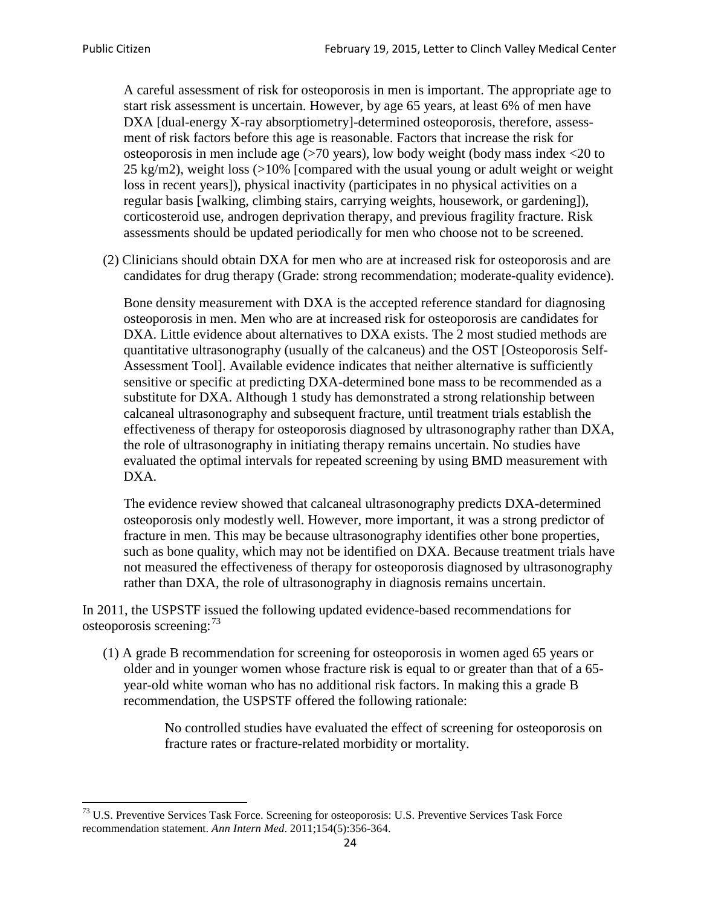A careful assessment of risk for osteoporosis in men is important. The appropriate age to start risk assessment is uncertain. However, by age 65 years, at least 6% of men have DXA [dual-energy X-ray absorptiometry]-determined osteoporosis, therefore, assessment of risk factors before this age is reasonable. Factors that increase the risk for osteoporosis in men include age (>70 years), low body weight (body mass index <20 to 25 kg/m2), weight loss (>10% [compared with the usual young or adult weight or weight loss in recent years]), physical inactivity (participates in no physical activities on a regular basis [walking, climbing stairs, carrying weights, housework, or gardening]), corticosteroid use, androgen deprivation therapy, and previous fragility fracture. Risk assessments should be updated periodically for men who choose not to be screened.

(2) Clinicians should obtain DXA for men who are at increased risk for osteoporosis and are candidates for drug therapy (Grade: strong recommendation; moderate-quality evidence).

Bone density measurement with DXA is the accepted reference standard for diagnosing osteoporosis in men. Men who are at increased risk for osteoporosis are candidates for DXA. Little evidence about alternatives to DXA exists. The 2 most studied methods are quantitative ultrasonography (usually of the calcaneus) and the OST [Osteoporosis Self-Assessment Tool]. Available evidence indicates that neither alternative is sufficiently sensitive or specific at predicting DXA-determined bone mass to be recommended as a substitute for DXA. Although 1 study has demonstrated a strong relationship between calcaneal ultrasonography and subsequent fracture, until treatment trials establish the effectiveness of therapy for osteoporosis diagnosed by ultrasonography rather than DXA, the role of ultrasonography in initiating therapy remains uncertain. No studies have evaluated the optimal intervals for repeated screening by using BMD measurement with DXA.

The evidence review showed that calcaneal ultrasonography predicts DXA-determined osteoporosis only modestly well. However, more important, it was a strong predictor of fracture in men. This may be because ultrasonography identifies other bone properties, such as bone quality, which may not be identified on DXA. Because treatment trials have not measured the effectiveness of therapy for osteoporosis diagnosed by ultrasonography rather than DXA, the role of ultrasonography in diagnosis remains uncertain.

In 2011, the USPSTF issued the following updated evidence-based recommendations for osteoporosis screening:[73]

(1) A grade B recommendation for screening for osteoporosis in women aged 65 years or older and in younger women whose fracture risk is equal to or greater than that of a 65-year-old white woman who has no additional risk factors. In making this a grade B recommendation, the USPSTF offered the following rationale:

> No controlled studies have evaluated the effect of screening for osteoporosis on fracture rates or fracture-related morbidity or mortality.

[73] U.S. Preventive Services Task Force. Screening for osteoporosis: U.S. Preventive Services Task Force recommendation statement. *Ann Intern Med*. 2011;154(5):356-364.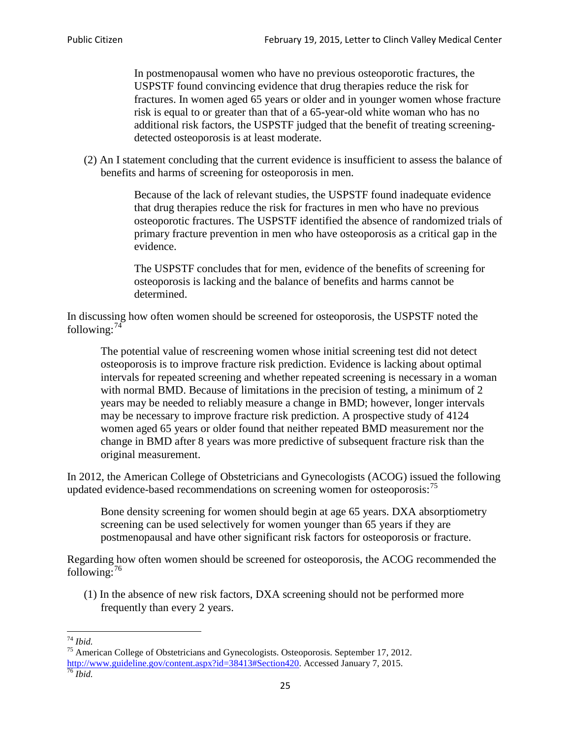> In postmenopausal women who have no previous osteoporotic fractures, the USPSTF found convincing evidence that drug therapies reduce the risk for fractures. In women aged 65 years or older and in younger women whose fracture risk is equal to or greater than that of a 65-year-old white woman who has no additional risk factors, the USPSTF judged that the benefit of treating screening-detected osteoporosis is at least moderate.

(2) An I statement concluding that the current evidence is insufficient to assess the balance of benefits and harms of screening for osteoporosis in men.

> Because of the lack of relevant studies, the USPSTF found inadequate evidence that drug therapies reduce the risk for fractures in men who have no previous osteoporotic fractures. The USPSTF identified the absence of randomized trials of primary fracture prevention in men who have osteoporosis as a critical gap in the evidence.
>
> The USPSTF concludes that for men, evidence of the benefits of screening for osteoporosis is lacking and the balance of benefits and harms cannot be determined.

In discussing how often women should be screened for osteoporosis, the USPSTF noted the following:[74]

> The potential value of rescreening women whose initial screening test did not detect osteoporosis is to improve fracture risk prediction. Evidence is lacking about optimal intervals for repeated screening and whether repeated screening is necessary in a woman with normal BMD. Because of limitations in the precision of testing, a minimum of 2 years may be needed to reliably measure a change in BMD; however, longer intervals may be necessary to improve fracture risk prediction. A prospective study of 4124 women aged 65 years or older found that neither repeated BMD measurement nor the change in BMD after 8 years was more predictive of subsequent fracture risk than the original measurement.

In 2012, the American College of Obstetricians and Gynecologists (ACOG) issued the following updated evidence-based recommendations on screening women for osteoporosis:[75]

> Bone density screening for women should begin at age 65 years. DXA absorptiometry screening can be used selectively for women younger than 65 years if they are postmenopausal and have other significant risk factors for osteoporosis or fracture.

Regarding how often women should be screened for osteoporosis, the ACOG recommended the following:[76]

(1) In the absence of new risk factors, DXA screening should not be performed more frequently than every 2 years.

---

[74] *Ibid.*

[75] American College of Obstetricians and Gynecologists. Osteoporosis. September 17, 2012. http://www.guideline.gov/content.aspx?id=38413#Section420. Accessed January 7, 2015.

[76] *Ibid.*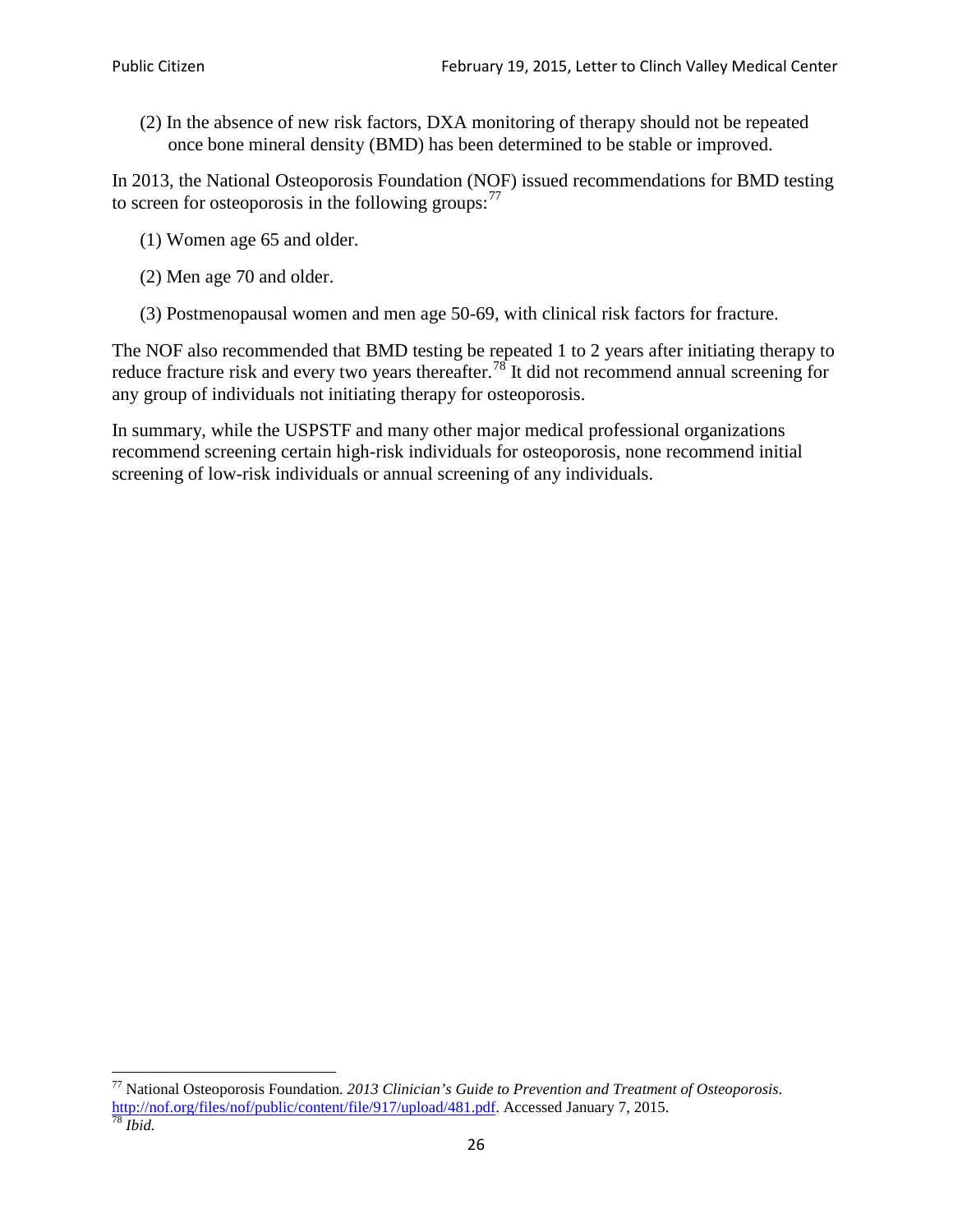(2) In the absence of new risk factors, DXA monitoring of therapy should not be repeated once bone mineral density (BMD) has been determined to be stable or improved.

In 2013, the National Osteoporosis Foundation (NOF) issued recommendations for BMD testing to screen for osteoporosis in the following groups:[77]

(1) Women age 65 and older.

(2) Men age 70 and older.

(3) Postmenopausal women and men age 50-69, with clinical risk factors for fracture.

The NOF also recommended that BMD testing be repeated 1 to 2 years after initiating therapy to reduce fracture risk and every two years thereafter.[78] It did not recommend annual screening for any group of individuals not initiating therapy for osteoporosis.

In summary, while the USPSTF and many other major medical professional organizations recommend screening certain high-risk individuals for osteoporosis, none recommend initial screening of low-risk individuals or annual screening of any individuals.

[77] National Osteoporosis Foundation. *2013 Clinician's Guide to Prevention and Treatment of Osteoporosis*. http://nof.org/files/nof/public/content/file/917/upload/481.pdf. Accessed January 7, 2015.

[78] *Ibid.*